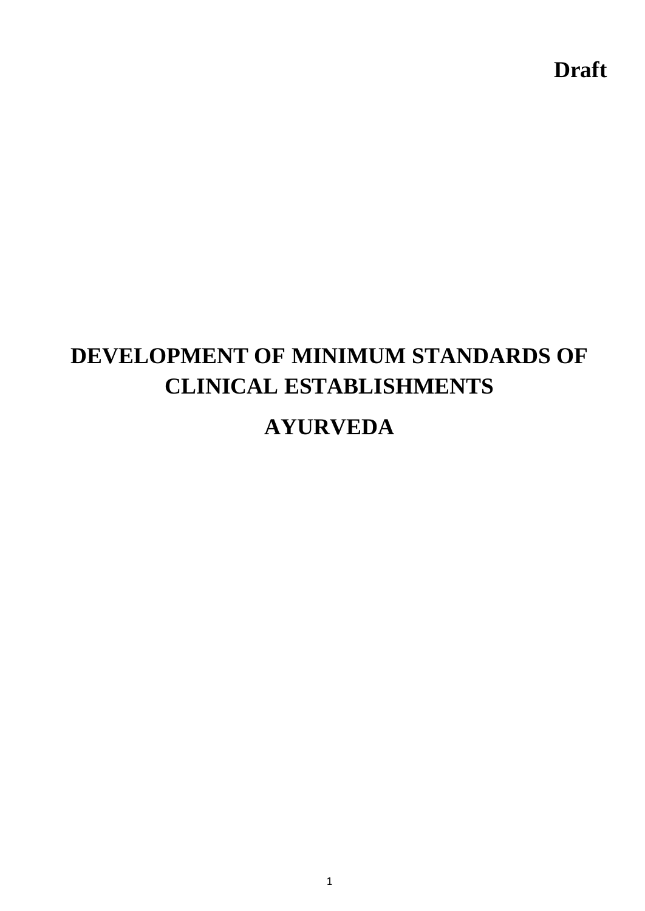**Draft**

# DEVELOPMENT OF MINIMUM STANDARDS OF CLINICAL ESTABLISHMENTS

# AYURVEDA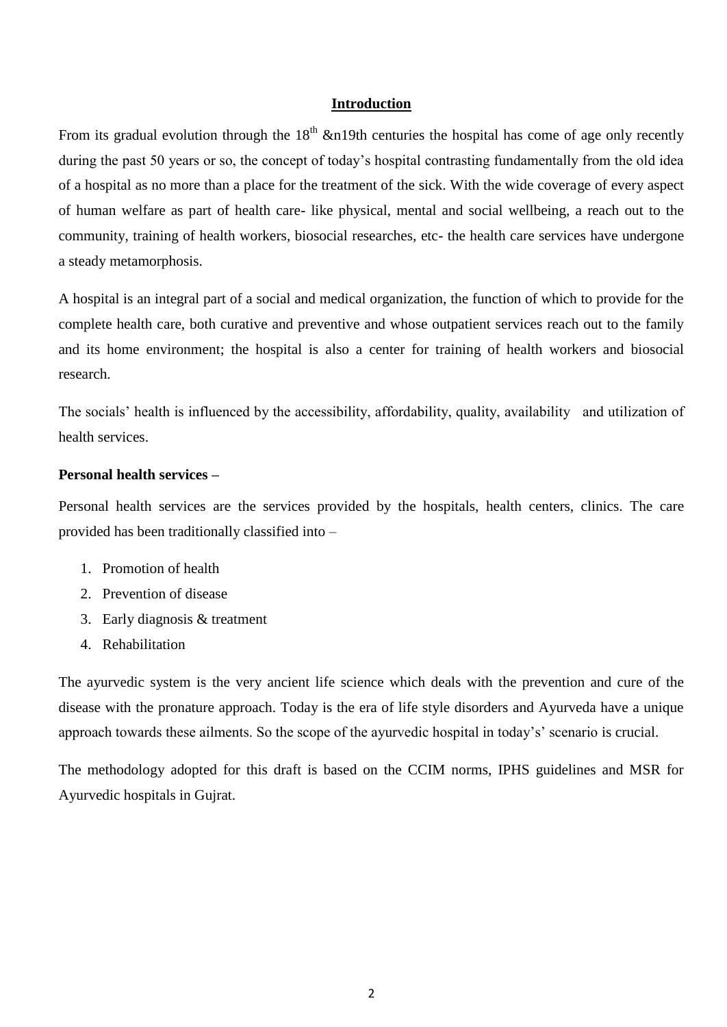## Introduction

From its gradual evolution through the 18th &n19th centuries the hospital has come of age only recently during the past 50 years or so, the concept of today's hospital contrasting fundamentally from the old idea of a hospital as no more than a place for the treatment of the sick. With the wide coverage of every aspect of human welfare as part of health care- like physical, mental and social wellbeing, a reach out to the community, training of health workers, biosocial researches, etc- the health care services have undergone a steady metamorphosis.

A hospital is an integral part of a social and medical organization, the function of which to provide for the complete health care, both curative and preventive and whose outpatient services reach out to the family and its home environment; the hospital is also a center for training of health workers and biosocial research.

The socials' health is influenced by the accessibility, affordability, quality, availability and utilization of health services.

**Personal health services –**

Personal health services are the services provided by the hospitals, health centers, clinics. The care provided has been traditionally classified into –

1. Promotion of health
2. Prevention of disease
3. Early diagnosis & treatment
4. Rehabilitation

The ayurvedic system is the very ancient life science which deals with the prevention and cure of the disease with the pronature approach. Today is the era of life style disorders and Ayurveda have a unique approach towards these ailments. So the scope of the ayurvedic hospital in today's' scenario is crucial.

The methodology adopted for this draft is based on the CCIM norms, IPHS guidelines and MSR for Ayurvedic hospitals in Gujrat.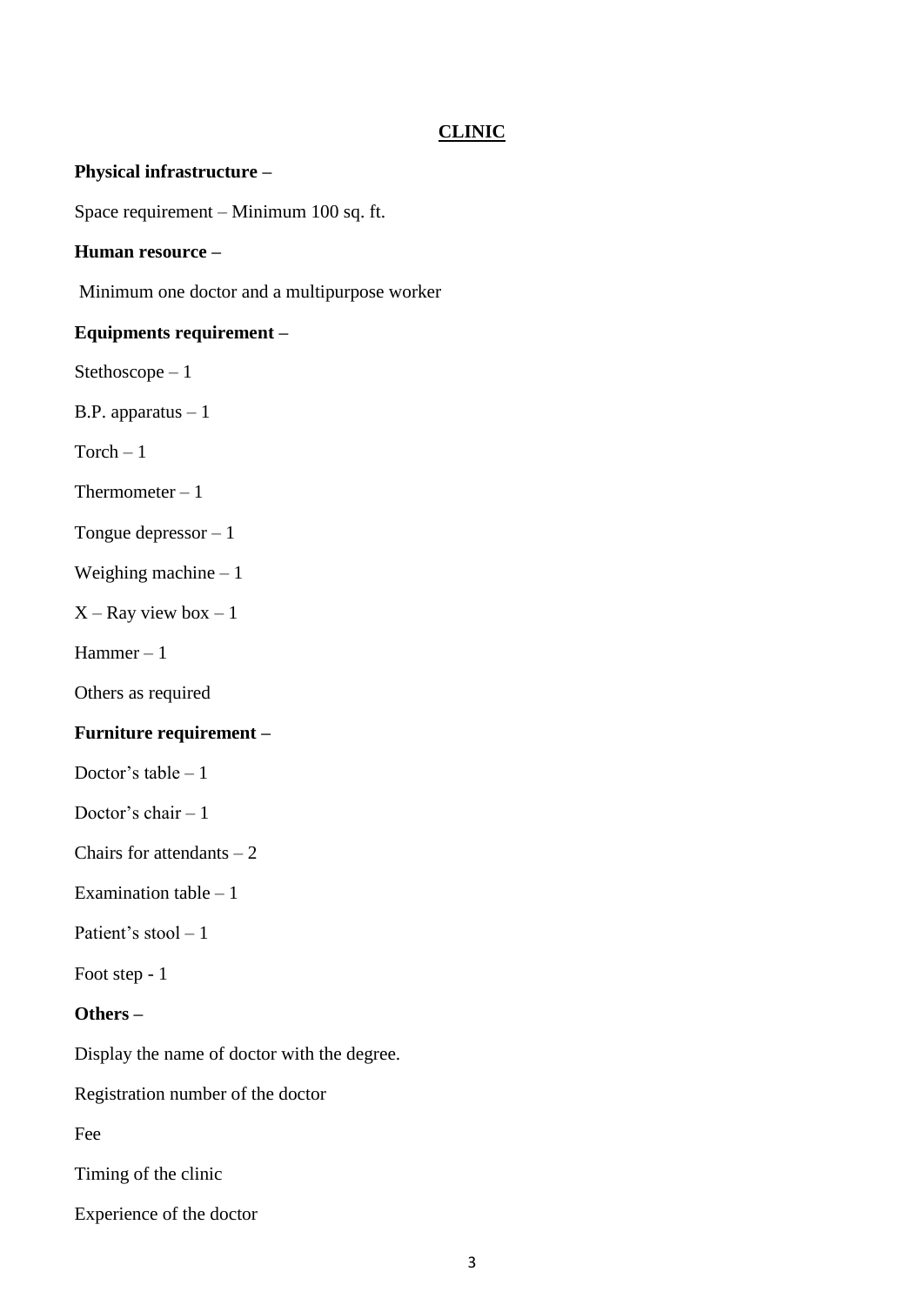## CLINIC

**Physical infrastructure –**

Space requirement – Minimum 100 sq. ft.

**Human resource –**

Minimum one doctor and a multipurpose worker

**Equipments requirement –**

Stethoscope – 1

B.P. apparatus – 1

Torch – 1

Thermometer – 1

Tongue depressor – 1

Weighing machine – 1

X – Ray view box – 1

Hammer – 1

Others as required

**Furniture requirement –**

Doctor's table – 1

Doctor's chair – 1

Chairs for attendants – 2

Examination table – 1

Patient's stool – 1

Foot step - 1

**Others –**

Display the name of doctor with the degree.

Registration number of the doctor

Fee

Timing of the clinic

Experience of the doctor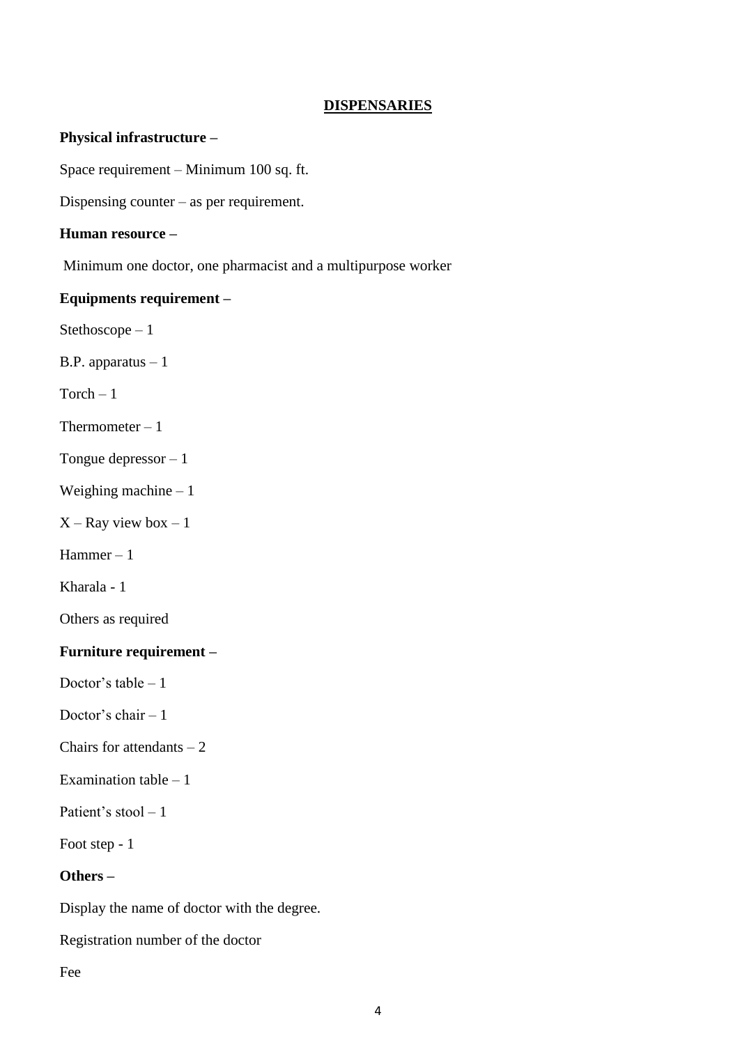## DISPENSARIES

**Physical infrastructure –**

Space requirement – Minimum 100 sq. ft.

Dispensing counter – as per requirement.

**Human resource –**

Minimum one doctor, one pharmacist and a multipurpose worker

**Equipments requirement –**

Stethoscope – 1

B.P. apparatus – 1

Torch – 1

Thermometer – 1

Tongue depressor – 1

Weighing machine – 1

X – Ray view box – 1

Hammer – 1

Kharala - 1

Others as required

**Furniture requirement –**

Doctor's table – 1

Doctor's chair – 1

Chairs for attendants – 2

Examination table – 1

Patient's stool – 1

Foot step - 1

**Others –**

Display the name of doctor with the degree.

Registration number of the doctor

Fee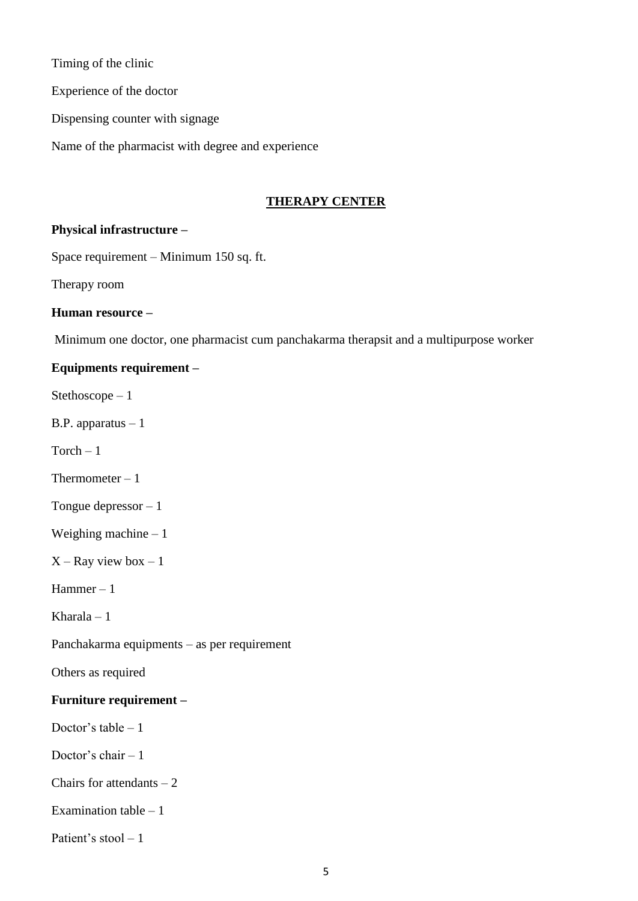Timing of the clinic

Experience of the doctor

Dispensing counter with signage

Name of the pharmacist with degree and experience

## THERAPY CENTER

**Physical infrastructure –**

Space requirement – Minimum 150 sq. ft.

Therapy room

**Human resource –**

Minimum one doctor, one pharmacist cum panchakarma therapsit and a multipurpose worker

**Equipments requirement –**

Stethoscope – 1

B.P. apparatus – 1

Torch – 1

Thermometer – 1

Tongue depressor – 1

Weighing machine – 1

X – Ray view box – 1

Hammer – 1

Kharala – 1

Panchakarma equipments – as per requirement

Others as required

**Furniture requirement –**

Doctor's table – 1

Doctor's chair – 1

Chairs for attendants – 2

Examination table – 1

Patient's stool – 1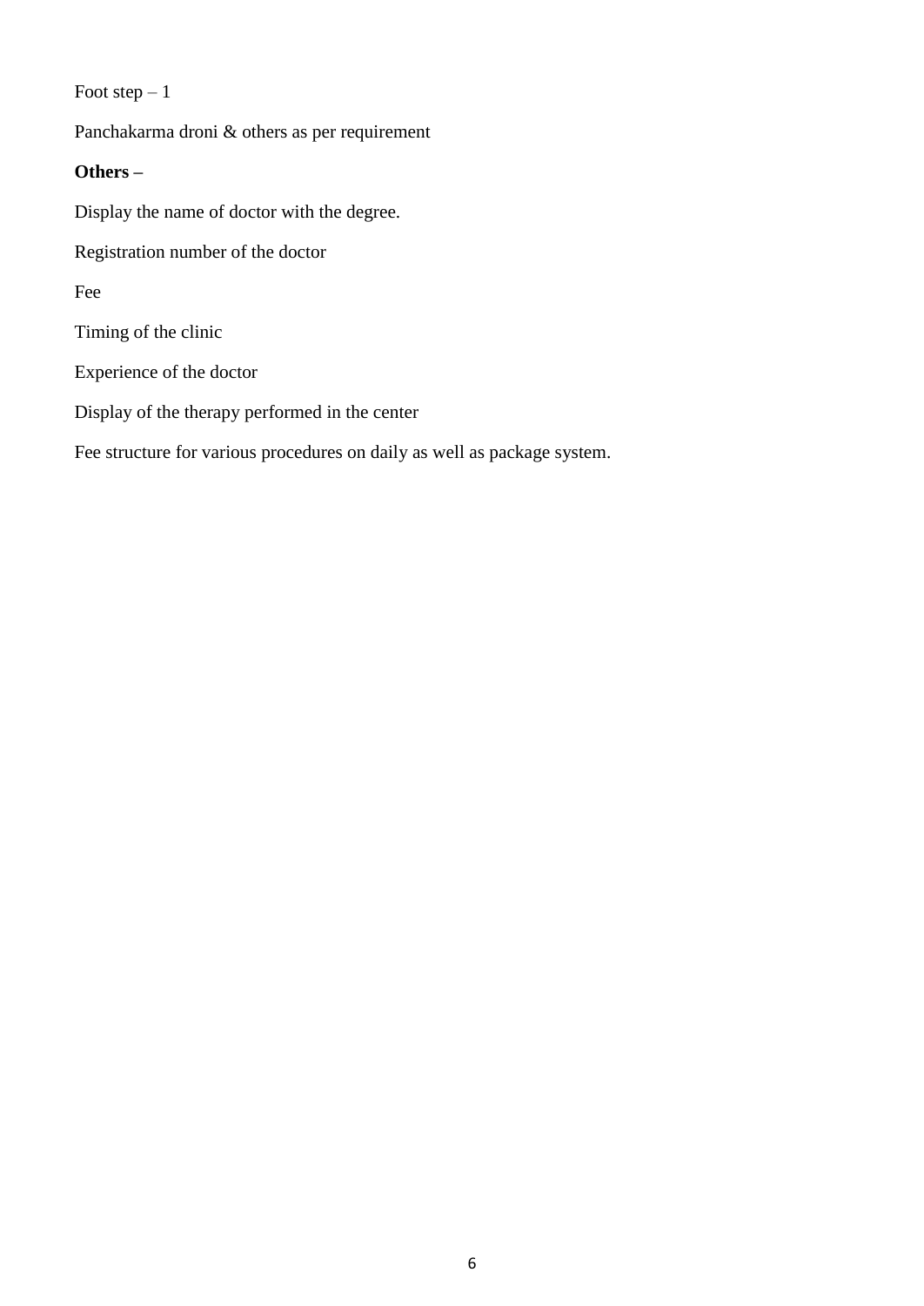Foot step – 1

Panchakarma droni & others as per requirement

**Others –**

Display the name of doctor with the degree.

Registration number of the doctor

Fee

Timing of the clinic

Experience of the doctor

Display of the therapy performed in the center

Fee structure for various procedures on daily as well as package system.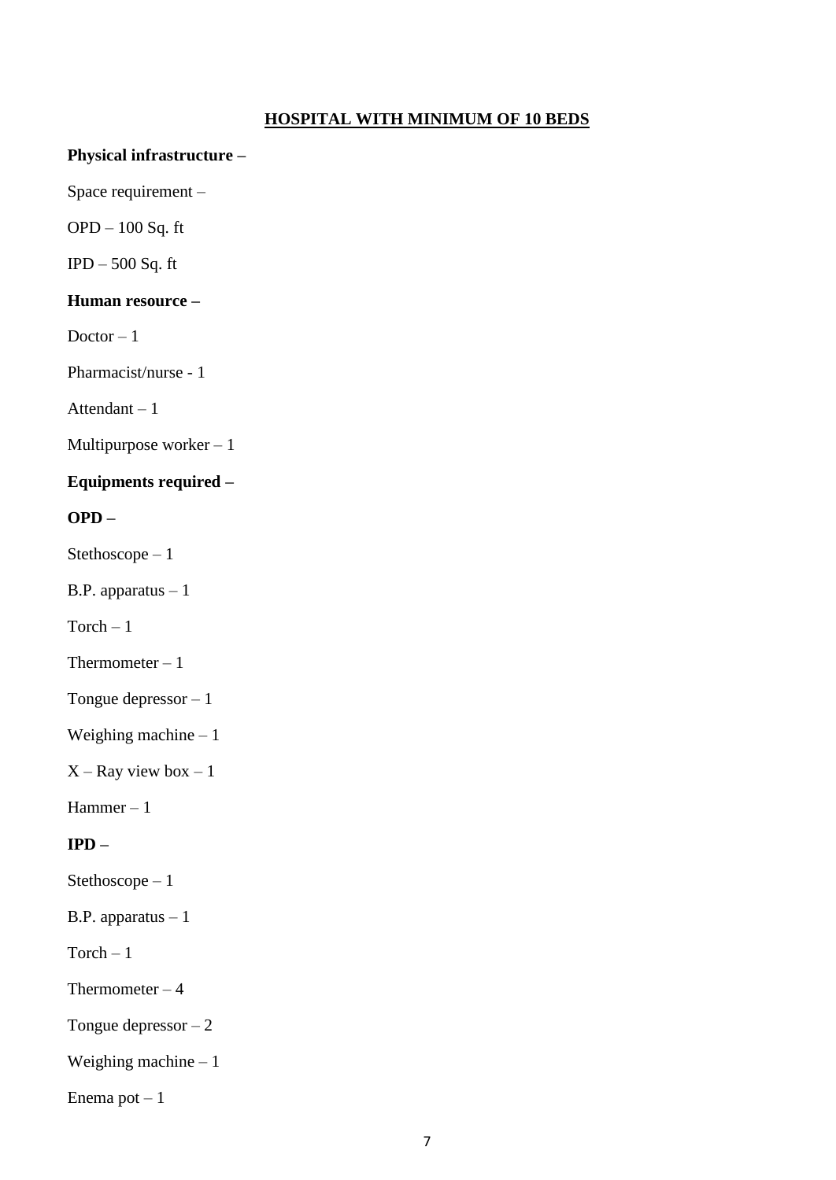## HOSPITAL WITH MINIMUM OF 10 BEDS

**Physical infrastructure –**

Space requirement –

OPD – 100 Sq. ft

IPD – 500 Sq. ft

**Human resource –**

Doctor – 1

Pharmacist/nurse - 1

Attendant – 1

Multipurpose worker – 1

**Equipments required –**

**OPD –**

Stethoscope – 1

B.P. apparatus – 1

Torch – 1

Thermometer – 1

Tongue depressor – 1

Weighing machine – 1

X – Ray view box – 1

Hammer – 1

**IPD –**

Stethoscope – 1

B.P. apparatus – 1

Torch – 1

Thermometer – 4

Tongue depressor – 2

Weighing machine – 1

Enema pot – 1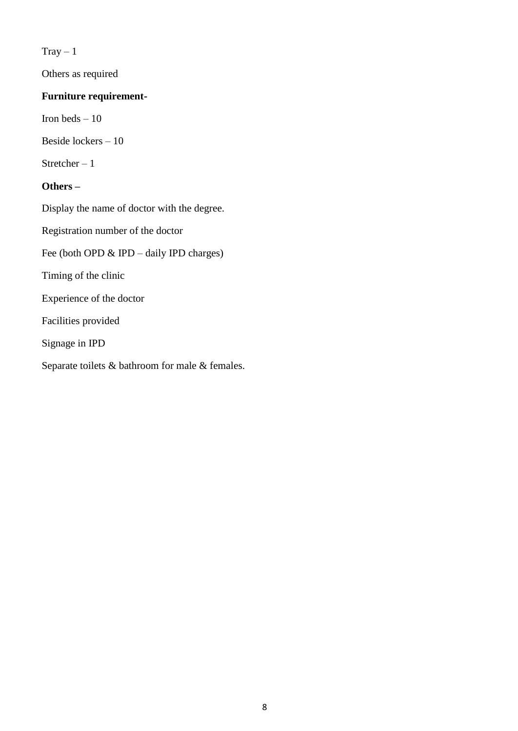Tray – 1

Others as required

**Furniture requirement-**

Iron beds – 10

Beside lockers – 10

Stretcher – 1

**Others –**

Display the name of doctor with the degree.

Registration number of the doctor

Fee (both OPD & IPD – daily IPD charges)

Timing of the clinic

Experience of the doctor

Facilities provided

Signage in IPD

Separate toilets & bathroom for male & females.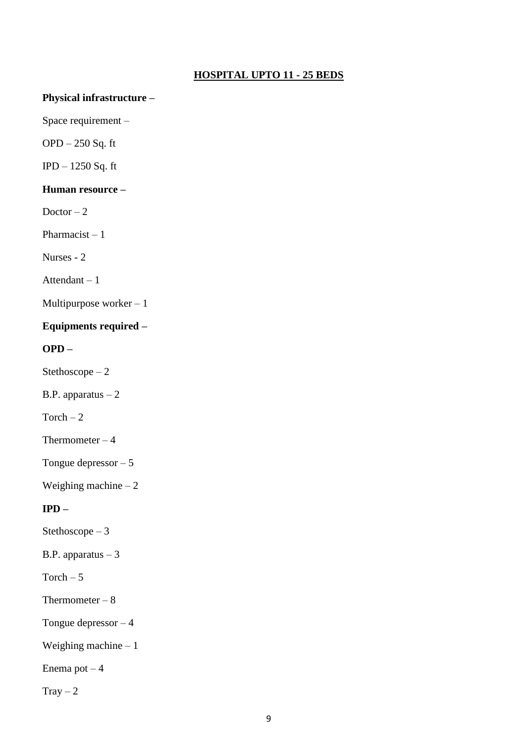## HOSPITAL UPTO 11 - 25 BEDS

**Physical infrastructure –**

Space requirement –

OPD – 250 Sq. ft

IPD – 1250 Sq. ft

**Human resource –**

Doctor – 2

Pharmacist – 1

Nurses - 2

Attendant – 1

Multipurpose worker – 1

**Equipments required –**

**OPD –**

Stethoscope – 2

B.P. apparatus – 2

Torch – 2

Thermometer – 4

Tongue depressor – 5

Weighing machine – 2

**IPD –**

Stethoscope – 3

B.P. apparatus – 3

Torch – 5

Thermometer – 8

Tongue depressor – 4

Weighing machine – 1

Enema pot – 4

Tray – 2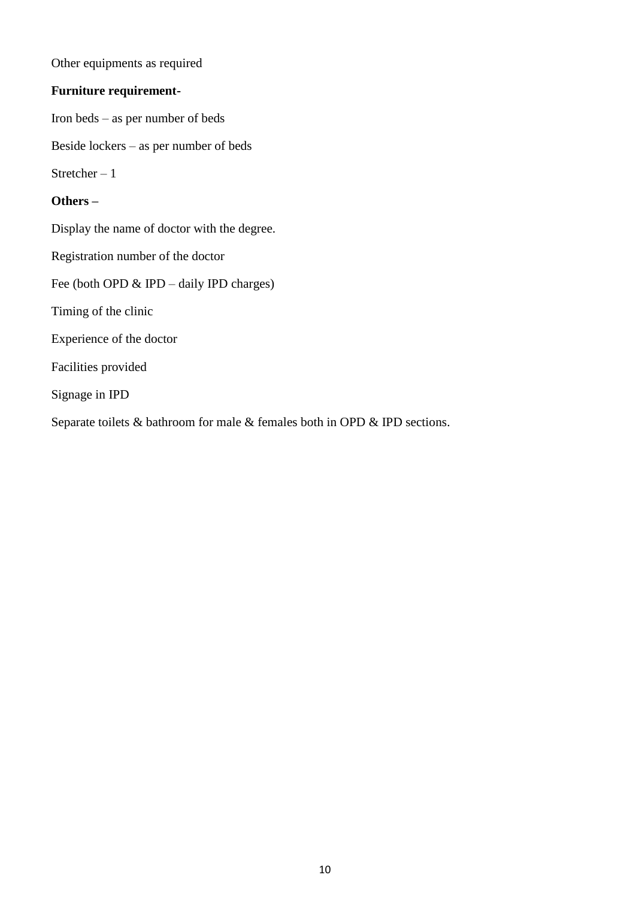Other equipments as required

**Furniture requirement-**

Iron beds – as per number of beds

Beside lockers – as per number of beds

Stretcher – 1

**Others –**

Display the name of doctor with the degree.

Registration number of the doctor

Fee (both OPD & IPD – daily IPD charges)

Timing of the clinic

Experience of the doctor

Facilities provided

Signage in IPD

Separate toilets & bathroom for male & females both in OPD & IPD sections.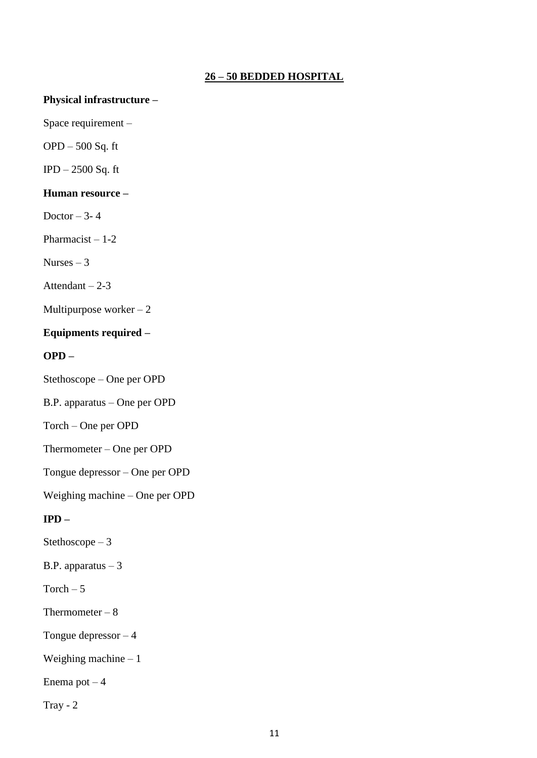## 26 – 50 BEDDED HOSPITAL

**Physical infrastructure –**

Space requirement –

OPD – 500 Sq. ft

IPD – 2500 Sq. ft

**Human resource –**

Doctor – 3- 4

Pharmacist – 1-2

Nurses – 3

Attendant – 2-3

Multipurpose worker – 2

**Equipments required –**

**OPD –**

Stethoscope – One per OPD

B.P. apparatus – One per OPD

Torch – One per OPD

Thermometer – One per OPD

Tongue depressor – One per OPD

Weighing machine – One per OPD

**IPD –**

Stethoscope – 3

B.P. apparatus – 3

Torch – 5

Thermometer – 8

Tongue depressor – 4

Weighing machine – 1

Enema pot – 4

Tray - 2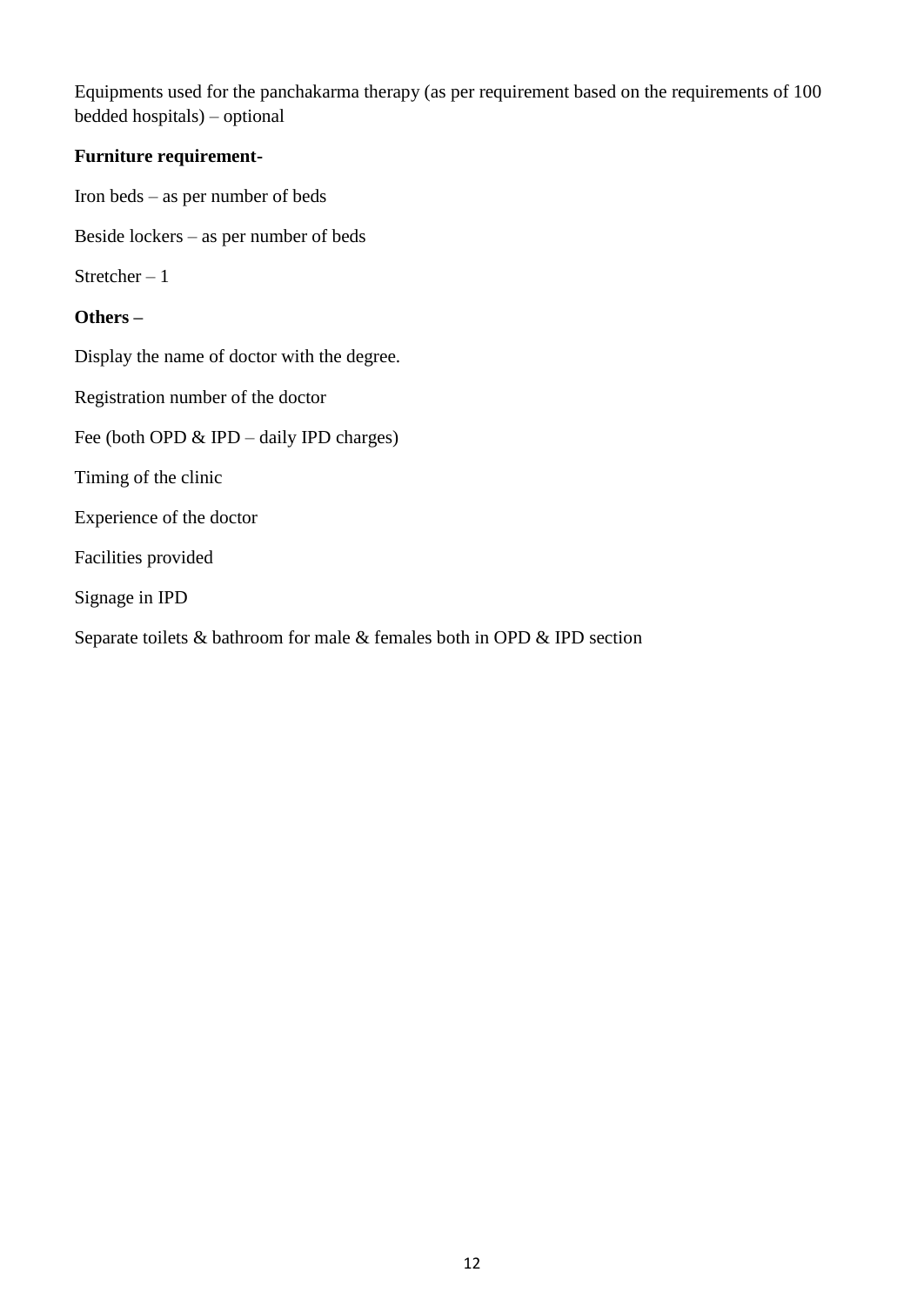Equipments used for the panchakarma therapy (as per requirement based on the requirements of 100 bedded hospitals) – optional

**Furniture requirement-**

Iron beds – as per number of beds

Beside lockers – as per number of beds

Stretcher – 1

**Others –**

Display the name of doctor with the degree.

Registration number of the doctor

Fee (both OPD & IPD – daily IPD charges)

Timing of the clinic

Experience of the doctor

Facilities provided

Signage in IPD

Separate toilets & bathroom for male & females both in OPD & IPD section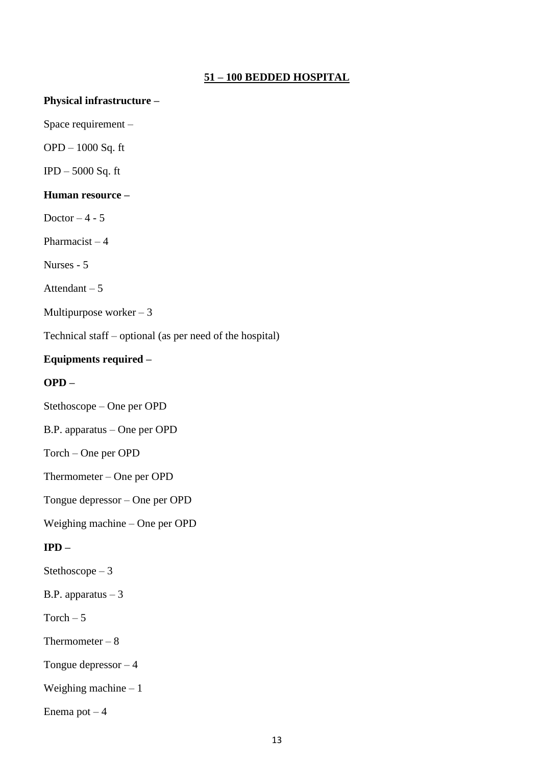## 51 – 100 BEDDED HOSPITAL

**Physical infrastructure –**

Space requirement –

OPD – 1000 Sq. ft

IPD – 5000 Sq. ft

**Human resource –**

Doctor – 4 - 5

Pharmacist – 4

Nurses - 5

Attendant – 5

Multipurpose worker – 3

Technical staff – optional (as per need of the hospital)

**Equipments required –**

**OPD –**

Stethoscope – One per OPD

B.P. apparatus – One per OPD

Torch – One per OPD

Thermometer – One per OPD

Tongue depressor – One per OPD

Weighing machine – One per OPD

**IPD –**

Stethoscope – 3

B.P. apparatus – 3

Torch – 5

Thermometer – 8

Tongue depressor – 4

Weighing machine – 1

Enema pot – 4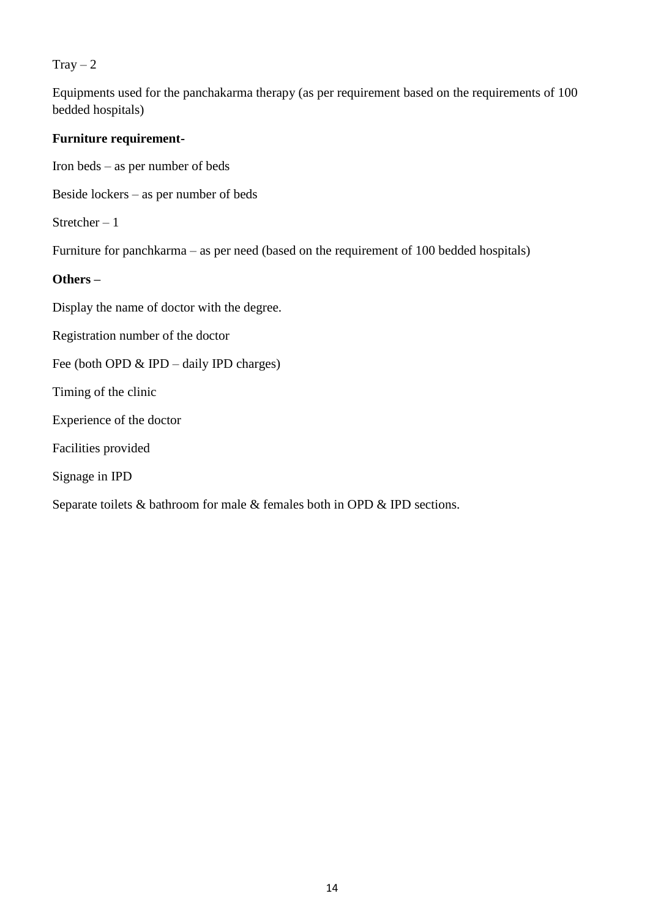Tray – 2

Equipments used for the panchakarma therapy (as per requirement based on the requirements of 100 bedded hospitals)

**Furniture requirement-**

Iron beds – as per number of beds

Beside lockers – as per number of beds

Stretcher – 1

Furniture for panchkarma – as per need (based on the requirement of 100 bedded hospitals)

**Others –**

Display the name of doctor with the degree.

Registration number of the doctor

Fee (both OPD & IPD – daily IPD charges)

Timing of the clinic

Experience of the doctor

Facilities provided

Signage in IPD

Separate toilets & bathroom for male & females both in OPD & IPD sections.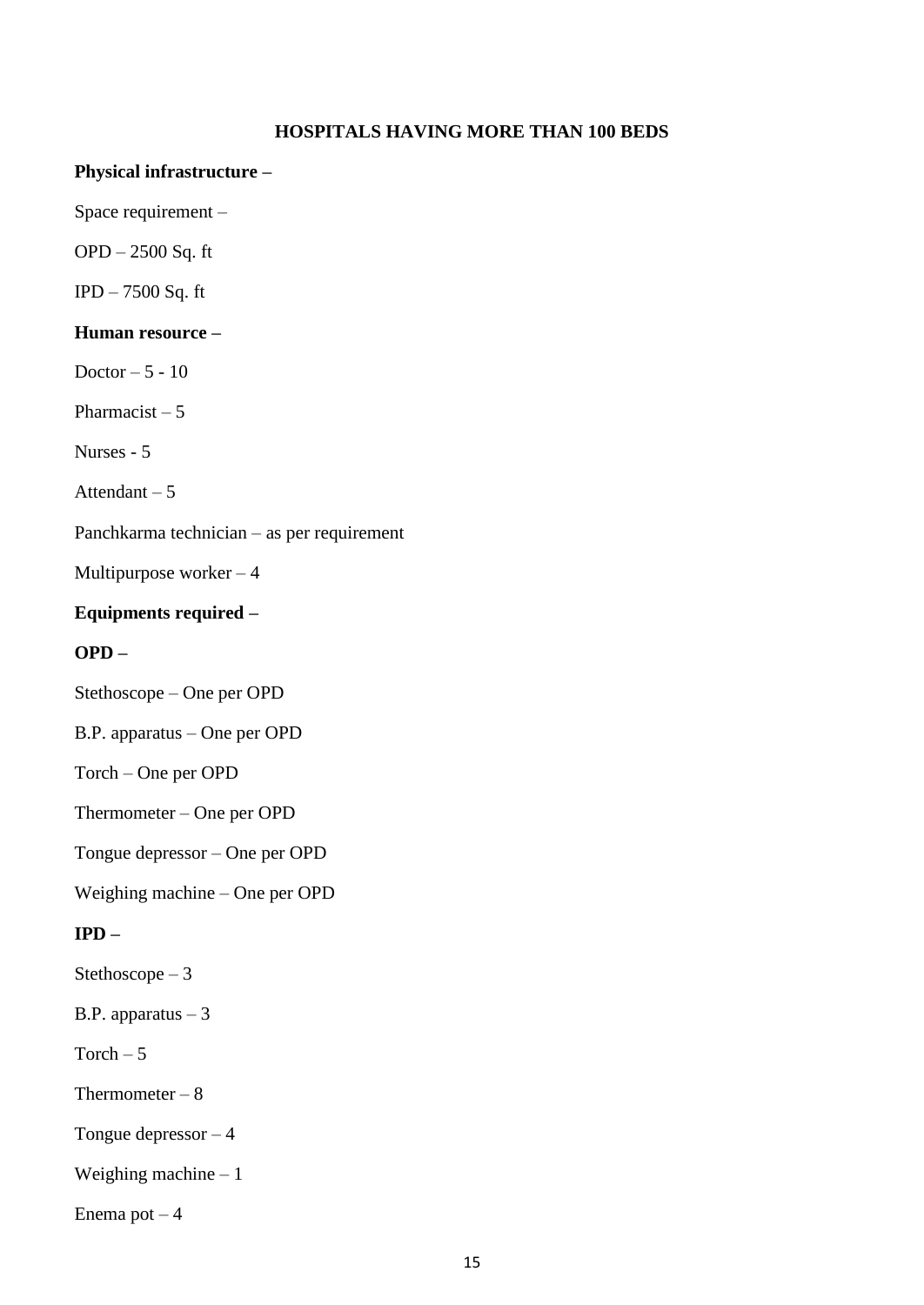## HOSPITALS HAVING MORE THAN 100 BEDS

**Physical infrastructure –**

Space requirement –

OPD – 2500 Sq. ft

IPD – 7500 Sq. ft

**Human resource –**

Doctor – 5 - 10

Pharmacist – 5

Nurses - 5

Attendant – 5

Panchkarma technician – as per requirement

Multipurpose worker – 4

**Equipments required –**

**OPD –**

Stethoscope – One per OPD

B.P. apparatus – One per OPD

Torch – One per OPD

Thermometer – One per OPD

Tongue depressor – One per OPD

Weighing machine – One per OPD

**IPD –**

Stethoscope – 3

B.P. apparatus – 3

Torch – 5

Thermometer – 8

Tongue depressor – 4

Weighing machine – 1

Enema pot – 4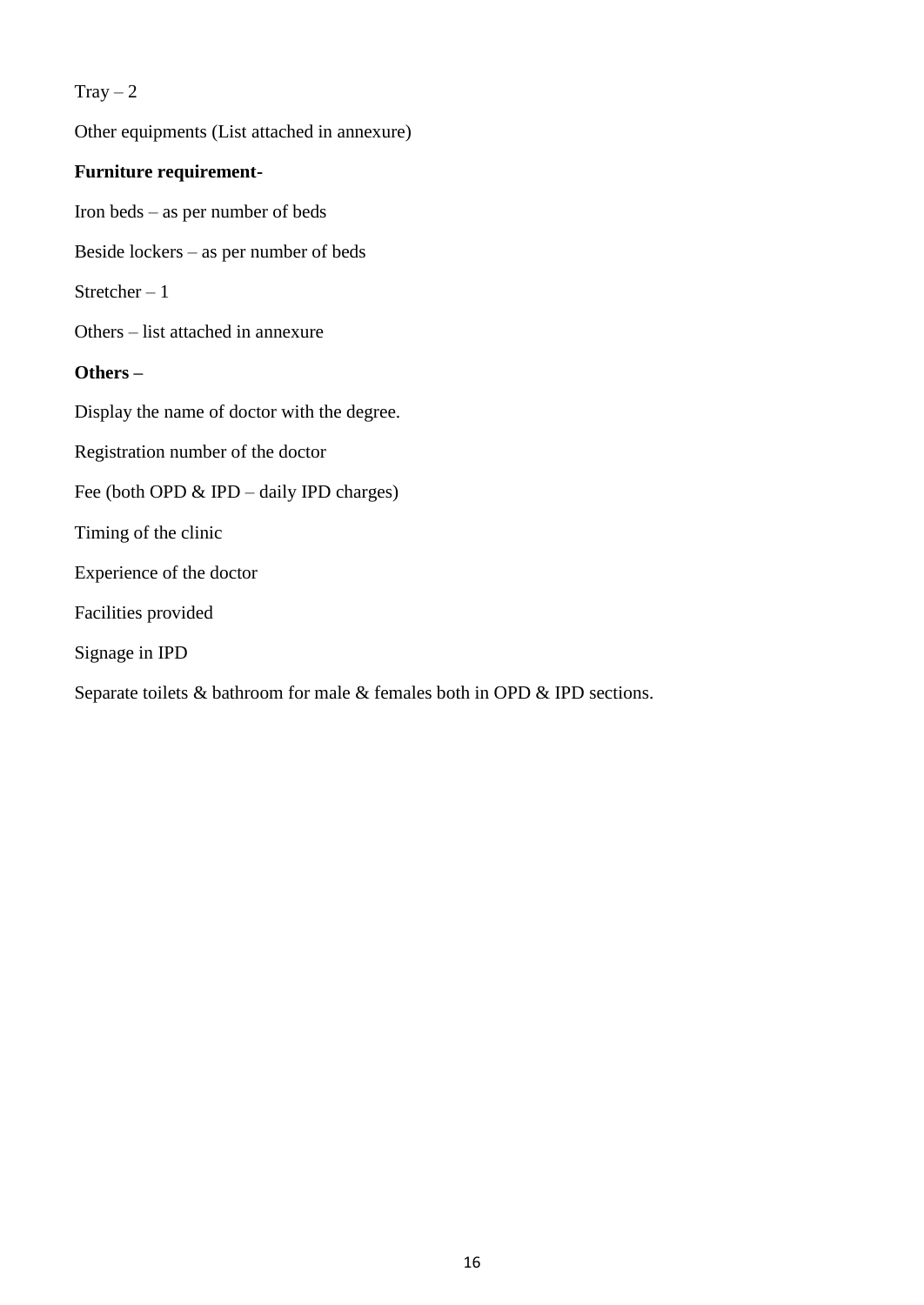Tray – 2

Other equipments (List attached in annexure)

**Furniture requirement-**

Iron beds – as per number of beds

Beside lockers – as per number of beds

Stretcher – 1

Others – list attached in annexure

**Others –**

Display the name of doctor with the degree.

Registration number of the doctor

Fee (both OPD & IPD – daily IPD charges)

Timing of the clinic

Experience of the doctor

Facilities provided

Signage in IPD

Separate toilets & bathroom for male & females both in OPD & IPD sections.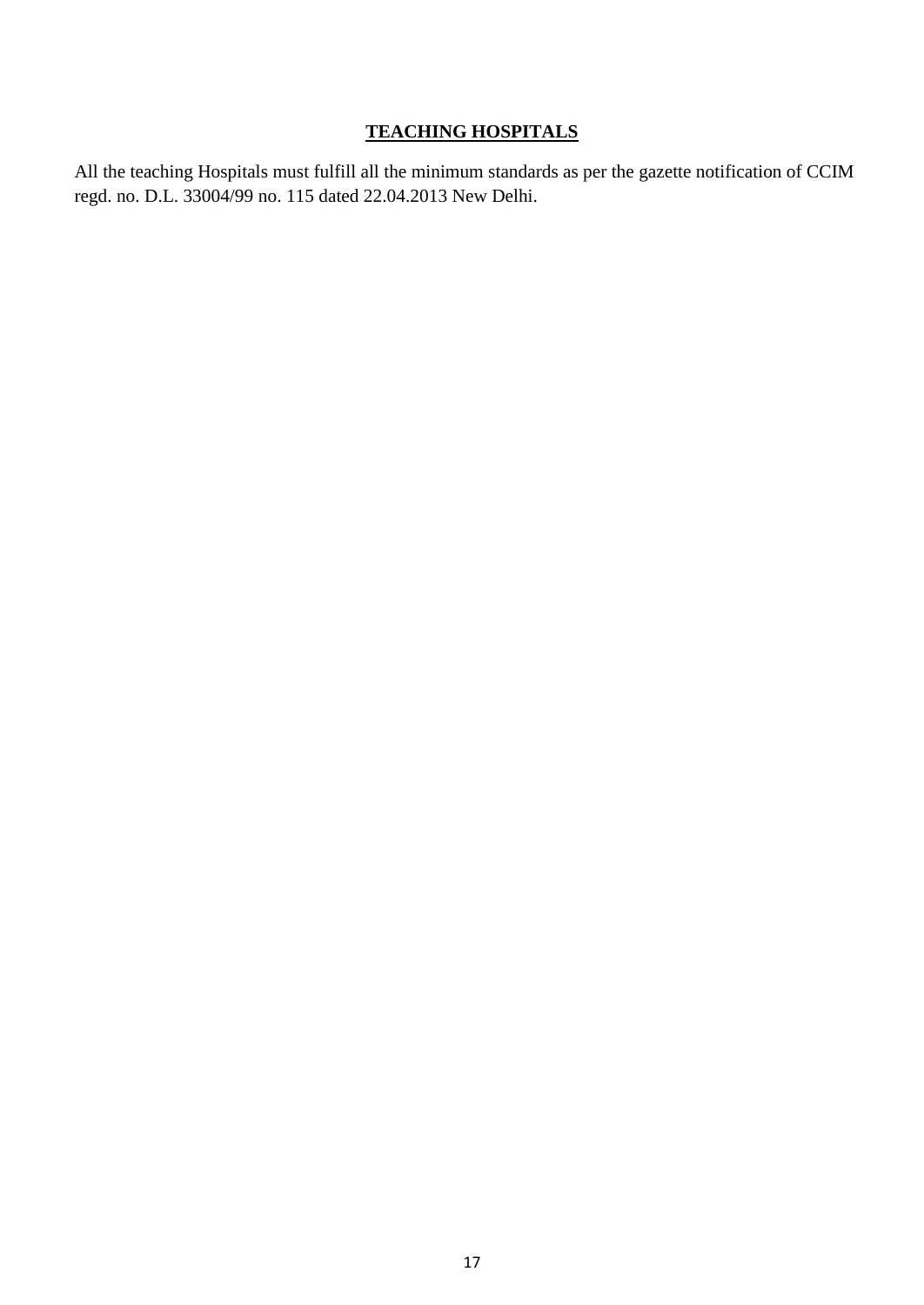## TEACHING HOSPITALS

All the teaching Hospitals must fulfill all the minimum standards as per the gazette notification of CCIM regd. no. D.L. 33004/99 no. 115 dated 22.04.2013 New Delhi.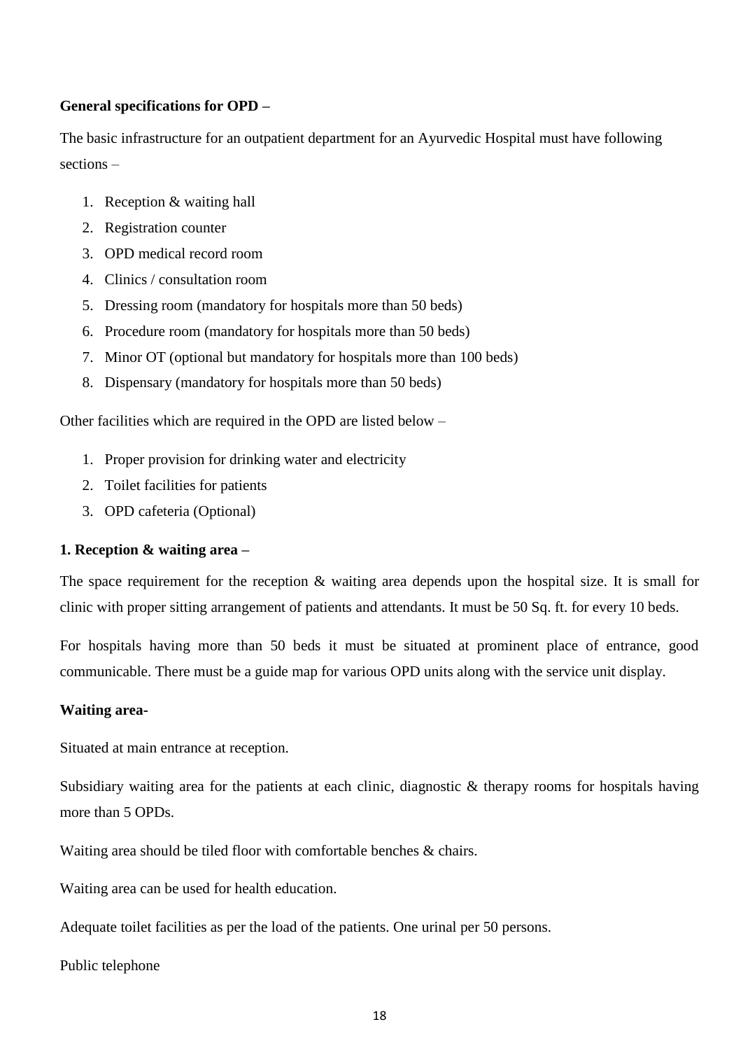**General specifications for OPD –**

The basic infrastructure for an outpatient department for an Ayurvedic Hospital must have following sections –

1. Reception & waiting hall
2. Registration counter
3. OPD medical record room
4. Clinics / consultation room
5. Dressing room (mandatory for hospitals more than 50 beds)
6. Procedure room (mandatory for hospitals more than 50 beds)
7. Minor OT (optional but mandatory for hospitals more than 100 beds)
8. Dispensary (mandatory for hospitals more than 50 beds)

Other facilities which are required in the OPD are listed below –

1. Proper provision for drinking water and electricity
2. Toilet facilities for patients
3. OPD cafeteria (Optional)

**1. Reception & waiting area –**

The space requirement for the reception & waiting area depends upon the hospital size. It is small for clinic with proper sitting arrangement of patients and attendants. It must be 50 Sq. ft. for every 10 beds.

For hospitals having more than 50 beds it must be situated at prominent place of entrance, good communicable. There must be a guide map for various OPD units along with the service unit display.

**Waiting area-**

Situated at main entrance at reception.

Subsidiary waiting area for the patients at each clinic, diagnostic & therapy rooms for hospitals having more than 5 OPDs.

Waiting area should be tiled floor with comfortable benches & chairs.

Waiting area can be used for health education.

Adequate toilet facilities as per the load of the patients. One urinal per 50 persons.

Public telephone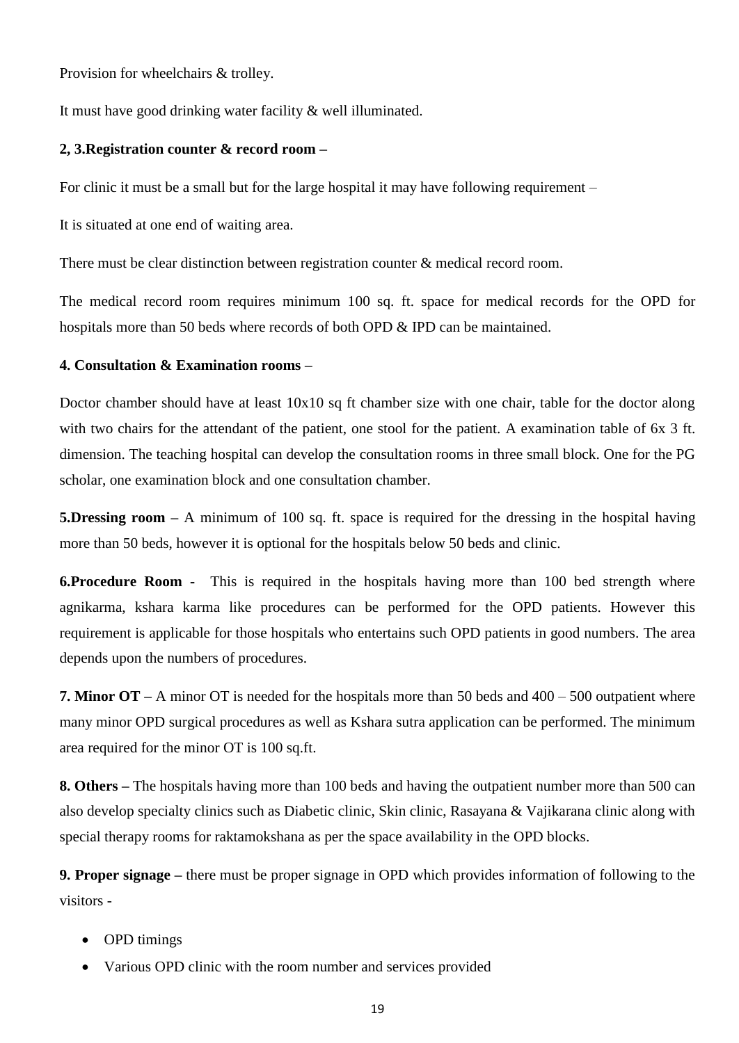Provision for wheelchairs & trolley.

It must have good drinking water facility & well illuminated.

**2, 3.Registration counter & record room –**

For clinic it must be a small but for the large hospital it may have following requirement –

It is situated at one end of waiting area.

There must be clear distinction between registration counter & medical record room.

The medical record room requires minimum 100 sq. ft. space for medical records for the OPD for hospitals more than 50 beds where records of both OPD & IPD can be maintained.

**4. Consultation & Examination rooms –**

Doctor chamber should have at least 10x10 sq ft chamber size with one chair, table for the doctor along with two chairs for the attendant of the patient, one stool for the patient. A examination table of 6x 3 ft. dimension. The teaching hospital can develop the consultation rooms in three small block. One for the PG scholar, one examination block and one consultation chamber.

**5.Dressing room –** A minimum of 100 sq. ft. space is required for the dressing in the hospital having more than 50 beds, however it is optional for the hospitals below 50 beds and clinic.

**6.Procedure Room -** This is required in the hospitals having more than 100 bed strength where agnikarma, kshara karma like procedures can be performed for the OPD patients. However this requirement is applicable for those hospitals who entertains such OPD patients in good numbers. The area depends upon the numbers of procedures.

**7. Minor OT –** A minor OT is needed for the hospitals more than 50 beds and 400 – 500 outpatient where many minor OPD surgical procedures as well as Kshara sutra application can be performed. The minimum area required for the minor OT is 100 sq.ft.

**8. Others –** The hospitals having more than 100 beds and having the outpatient number more than 500 can also develop specialty clinics such as Diabetic clinic, Skin clinic, Rasayana & Vajikarana clinic along with special therapy rooms for raktamokshana as per the space availability in the OPD blocks.

**9. Proper signage –** there must be proper signage in OPD which provides information of following to the visitors -

- OPD timings
- Various OPD clinic with the room number and services provided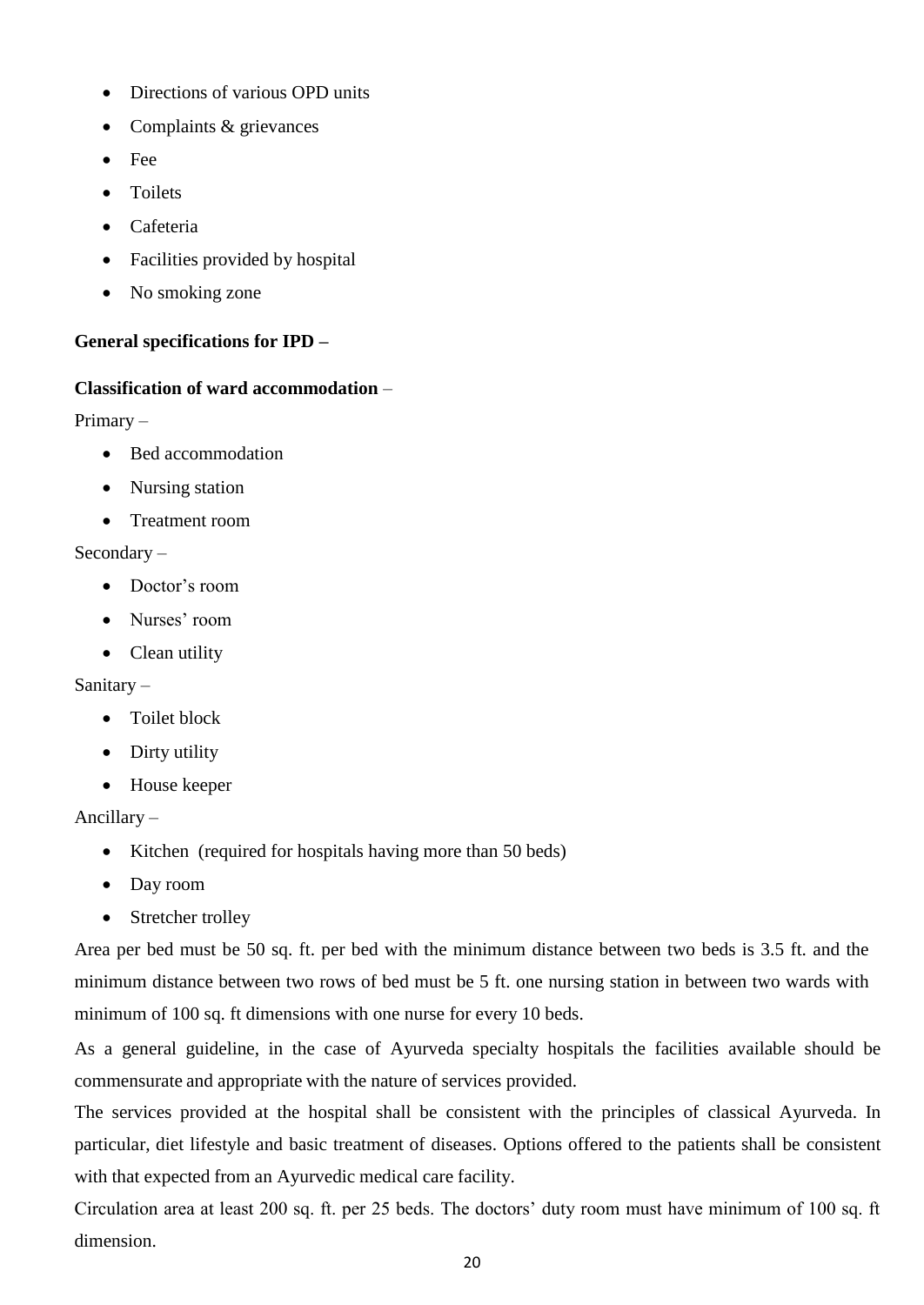- Directions of various OPD units
- Complaints & grievances
- Fee
- Toilets
- Cafeteria
- Facilities provided by hospital
- No smoking zone

**General specifications for IPD –**

**Classification of ward accommodation** –

Primary –

- Bed accommodation
- Nursing station
- Treatment room

Secondary –

- Doctor's room
- Nurses' room
- Clean utility

Sanitary –

- Toilet block
- Dirty utility
- House keeper

Ancillary –

- Kitchen (required for hospitals having more than 50 beds)
- Day room
- Stretcher trolley

Area per bed must be 50 sq. ft. per bed with the minimum distance between two beds is 3.5 ft. and the minimum distance between two rows of bed must be 5 ft. one nursing station in between two wards with minimum of 100 sq. ft dimensions with one nurse for every 10 beds.

As a general guideline, in the case of Ayurveda specialty hospitals the facilities available should be commensurate and appropriate with the nature of services provided.

The services provided at the hospital shall be consistent with the principles of classical Ayurveda. In particular, diet lifestyle and basic treatment of diseases. Options offered to the patients shall be consistent with that expected from an Ayurvedic medical care facility.

Circulation area at least 200 sq. ft. per 25 beds. The doctors' duty room must have minimum of 100 sq. ft dimension.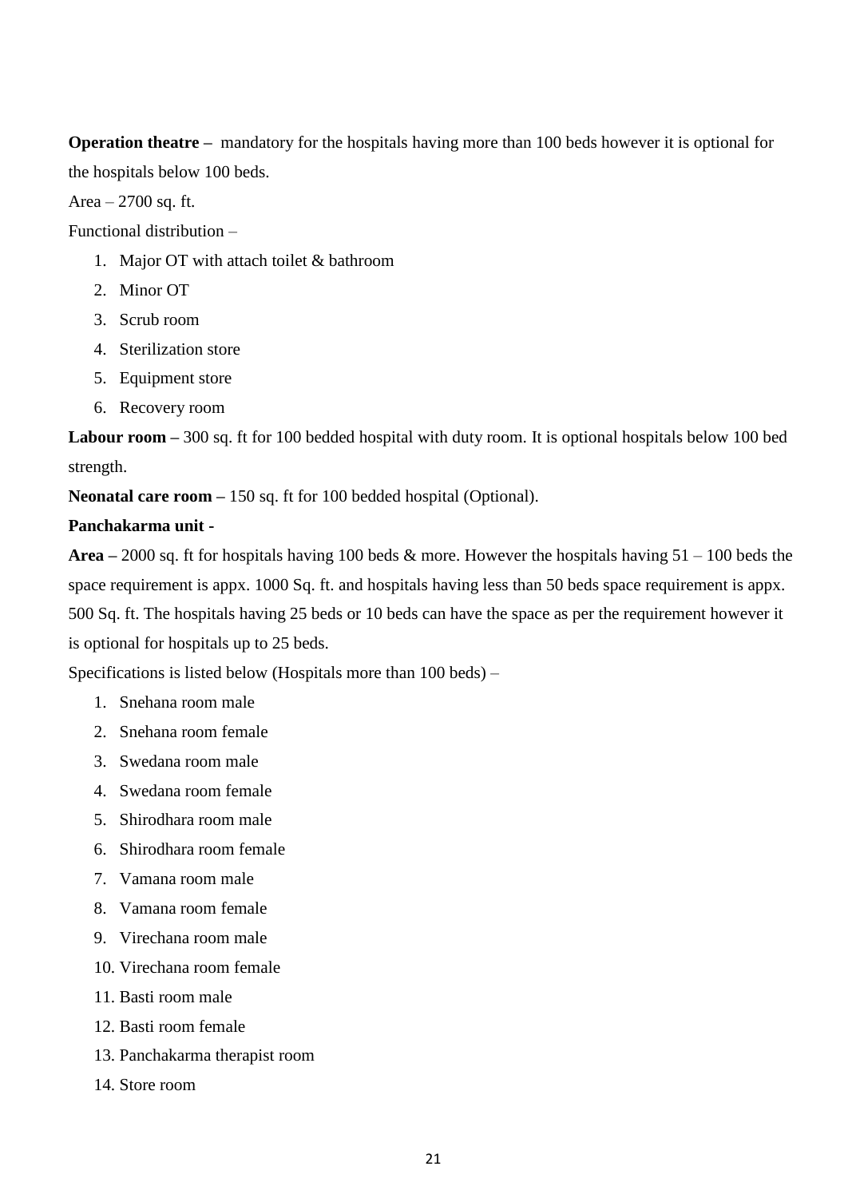**Operation theatre –** mandatory for the hospitals having more than 100 beds however it is optional for the hospitals below 100 beds.

Area – 2700 sq. ft.

Functional distribution –

1. Major OT with attach toilet & bathroom
2. Minor OT
3. Scrub room
4. Sterilization store
5. Equipment store
6. Recovery room

**Labour room –** 300 sq. ft for 100 bedded hospital with duty room. It is optional hospitals below 100 bed strength.

**Neonatal care room –** 150 sq. ft for 100 bedded hospital (Optional).

**Panchakarma unit -**

**Area –** 2000 sq. ft for hospitals having 100 beds & more. However the hospitals having 51 – 100 beds the space requirement is appx. 1000 Sq. ft. and hospitals having less than 50 beds space requirement is appx. 500 Sq. ft. The hospitals having 25 beds or 10 beds can have the space as per the requirement however it is optional for hospitals up to 25 beds.

Specifications is listed below (Hospitals more than 100 beds) –

1. Snehana room male
2. Snehana room female
3. Swedana room male
4. Swedana room female
5. Shirodhara room male
6. Shirodhara room female
7. Vamana room male
8. Vamana room female
9. Virechana room male
10. Virechana room female
11. Basti room male
12. Basti room female
13. Panchakarma therapist room
14. Store room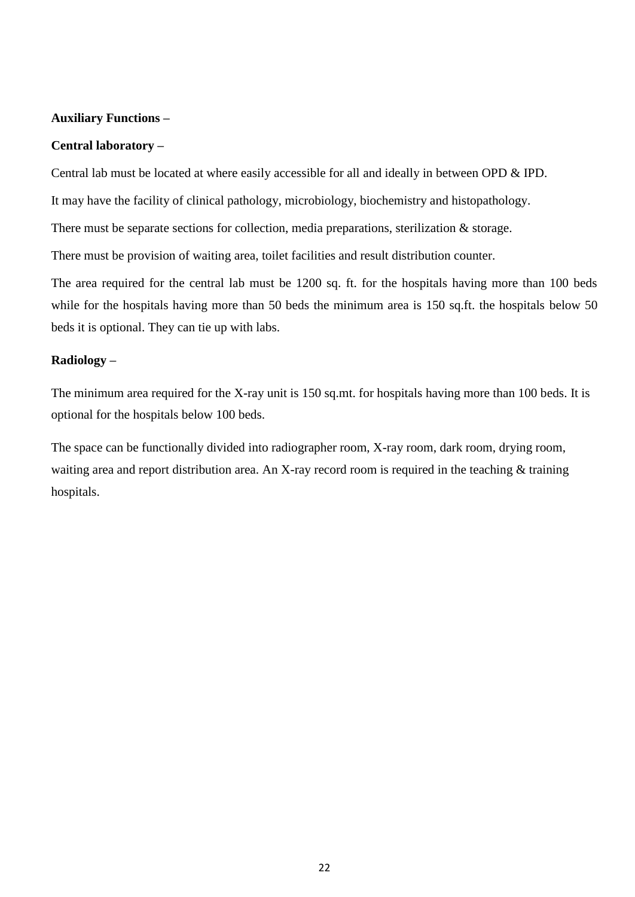**Auxiliary Functions –**

**Central laboratory –**

Central lab must be located at where easily accessible for all and ideally in between OPD & IPD.

It may have the facility of clinical pathology, microbiology, biochemistry and histopathology.

There must be separate sections for collection, media preparations, sterilization & storage.

There must be provision of waiting area, toilet facilities and result distribution counter.

The area required for the central lab must be 1200 sq. ft. for the hospitals having more than 100 beds while for the hospitals having more than 50 beds the minimum area is 150 sq.ft. the hospitals below 50 beds it is optional. They can tie up with labs.

**Radiology –**

The minimum area required for the X-ray unit is 150 sq.mt. for hospitals having more than 100 beds. It is optional for the hospitals below 100 beds.

The space can be functionally divided into radiographer room, X-ray room, dark room, drying room, waiting area and report distribution area. An X-ray record room is required in the teaching & training hospitals.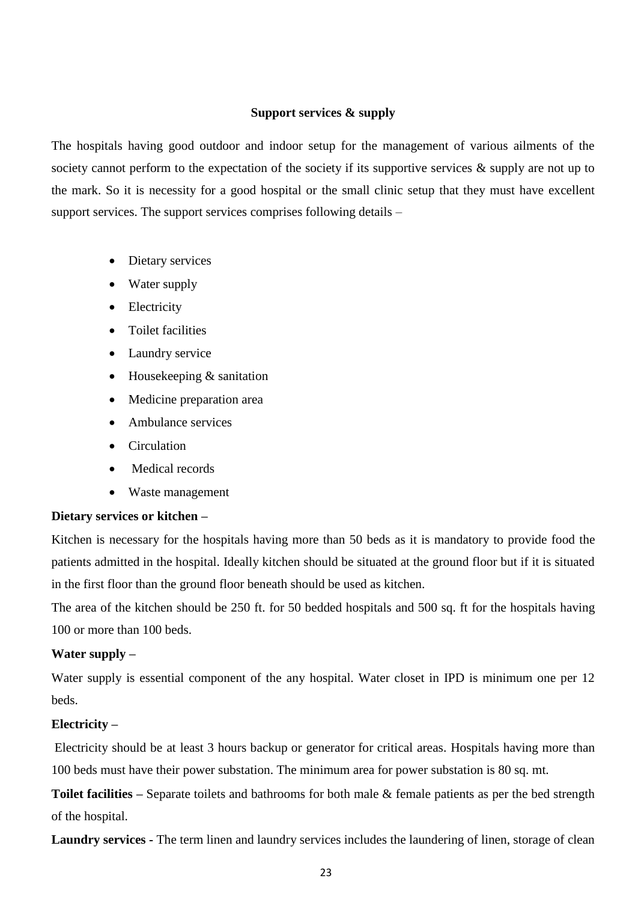## Support services & supply

The hospitals having good outdoor and indoor setup for the management of various ailments of the society cannot perform to the expectation of the society if its supportive services & supply are not up to the mark. So it is necessity for a good hospital or the small clinic setup that they must have excellent support services. The support services comprises following details –

- Dietary services
- Water supply
- Electricity
- Toilet facilities
- Laundry service
- Housekeeping & sanitation
- Medicine preparation area
- Ambulance services
- Circulation
- Medical records
- Waste management

**Dietary services or kitchen –**

Kitchen is necessary for the hospitals having more than 50 beds as it is mandatory to provide food the patients admitted in the hospital. Ideally kitchen should be situated at the ground floor but if it is situated in the first floor than the ground floor beneath should be used as kitchen.

The area of the kitchen should be 250 ft. for 50 bedded hospitals and 500 sq. ft for the hospitals having 100 or more than 100 beds.

**Water supply –**

Water supply is essential component of the any hospital. Water closet in IPD is minimum one per 12 beds.

**Electricity –**

Electricity should be at least 3 hours backup or generator for critical areas. Hospitals having more than 100 beds must have their power substation. The minimum area for power substation is 80 sq. mt.

**Toilet facilities –** Separate toilets and bathrooms for both male & female patients as per the bed strength of the hospital.

**Laundry services -** The term linen and laundry services includes the laundering of linen, storage of clean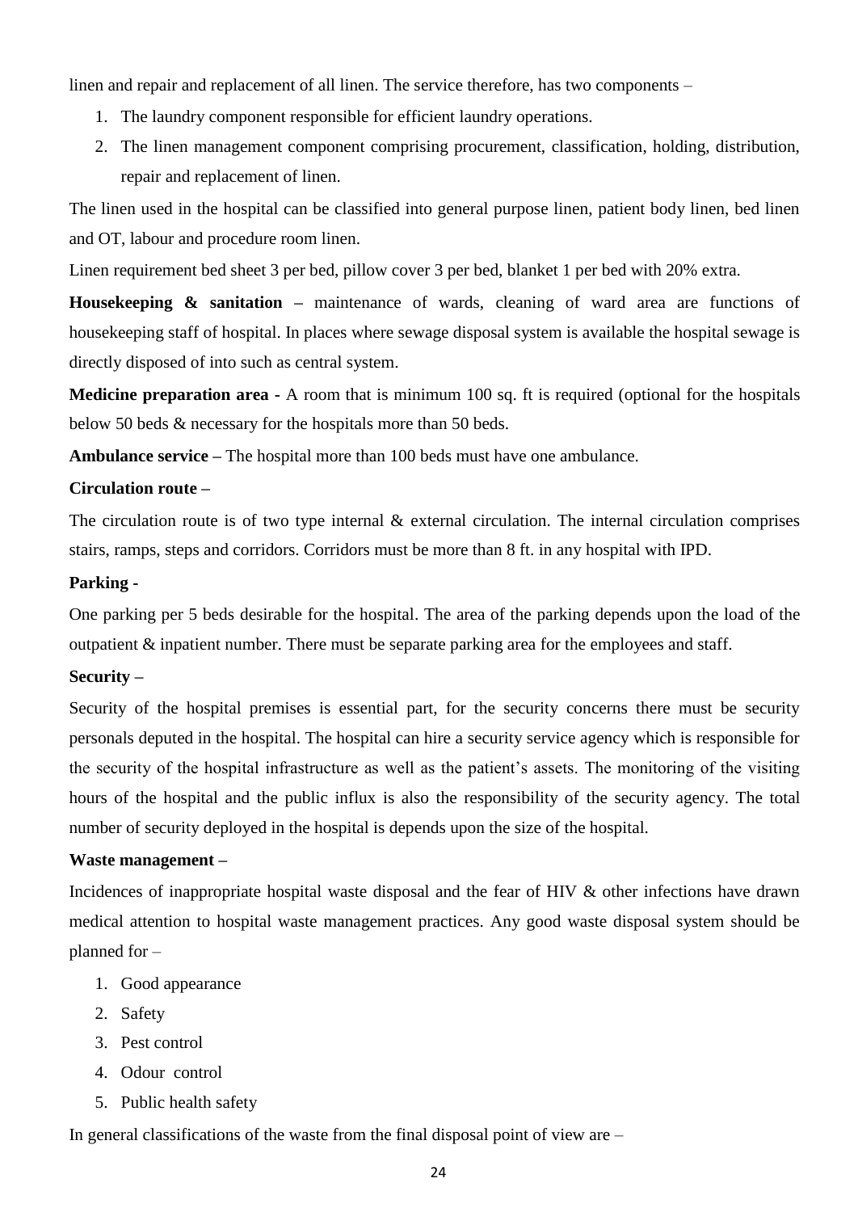linen and repair and replacement of all linen. The service therefore, has two components –

1. The laundry component responsible for efficient laundry operations.
2. The linen management component comprising procurement, classification, holding, distribution, repair and replacement of linen.

The linen used in the hospital can be classified into general purpose linen, patient body linen, bed linen and OT, labour and procedure room linen.

Linen requirement bed sheet 3 per bed, pillow cover 3 per bed, blanket 1 per bed with 20% extra.

**Housekeeping & sanitation –** maintenance of wards, cleaning of ward area are functions of housekeeping staff of hospital. In places where sewage disposal system is available the hospital sewage is directly disposed of into such as central system.

**Medicine preparation area -** A room that is minimum 100 sq. ft is required (optional for the hospitals below 50 beds & necessary for the hospitals more than 50 beds.

**Ambulance service –** The hospital more than 100 beds must have one ambulance.

**Circulation route –**

The circulation route is of two type internal & external circulation. The internal circulation comprises stairs, ramps, steps and corridors. Corridors must be more than 8 ft. in any hospital with IPD.

**Parking -**

One parking per 5 beds desirable for the hospital. The area of the parking depends upon the load of the outpatient & inpatient number. There must be separate parking area for the employees and staff.

**Security –**

Security of the hospital premises is essential part, for the security concerns there must be security personals deputed in the hospital. The hospital can hire a security service agency which is responsible for the security of the hospital infrastructure as well as the patient's assets. The monitoring of the visiting hours of the hospital and the public influx is also the responsibility of the security agency. The total number of security deployed in the hospital is depends upon the size of the hospital.

**Waste management –**

Incidences of inappropriate hospital waste disposal and the fear of HIV & other infections have drawn medical attention to hospital waste management practices. Any good waste disposal system should be planned for –

1. Good appearance
2. Safety
3. Pest control
4. Odour control
5. Public health safety

In general classifications of the waste from the final disposal point of view are –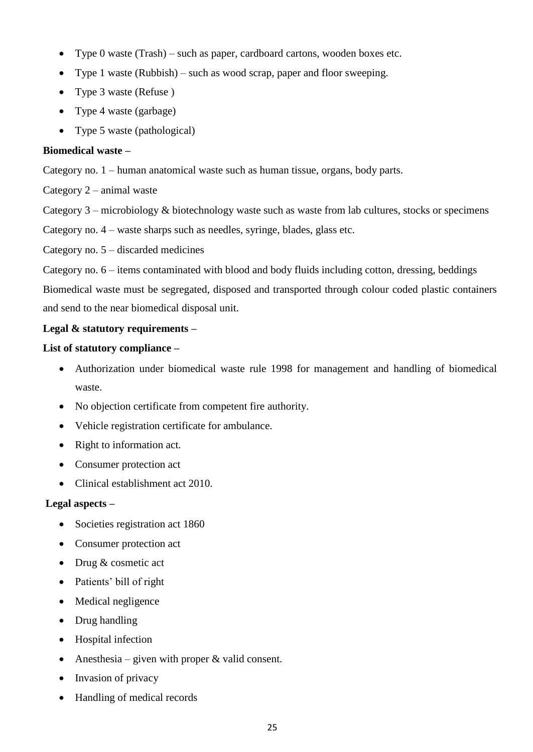- Type 0 waste (Trash) – such as paper, cardboard cartons, wooden boxes etc.
- Type 1 waste (Rubbish) – such as wood scrap, paper and floor sweeping.
- Type 3 waste (Refuse )
- Type 4 waste (garbage)
- Type 5 waste (pathological)

**Biomedical waste –**

Category no. 1 – human anatomical waste such as human tissue, organs, body parts.

Category 2 – animal waste

Category 3 – microbiology & biotechnology waste such as waste from lab cultures, stocks or specimens

Category no. 4 – waste sharps such as needles, syringe, blades, glass etc.

Category no. 5 – discarded medicines

Category no. 6 – items contaminated with blood and body fluids including cotton, dressing, beddings

Biomedical waste must be segregated, disposed and transported through colour coded plastic containers and send to the near biomedical disposal unit.

**Legal & statutory requirements –**

**List of statutory compliance –**

- Authorization under biomedical waste rule 1998 for management and handling of biomedical waste.
- No objection certificate from competent fire authority.
- Vehicle registration certificate for ambulance.
- Right to information act.
- Consumer protection act
- Clinical establishment act 2010.

**Legal aspects –**

- Societies registration act 1860
- Consumer protection act
- Drug & cosmetic act
- Patients' bill of right
- Medical negligence
- Drug handling
- Hospital infection
- Anesthesia – given with proper & valid consent.
- Invasion of privacy
- Handling of medical records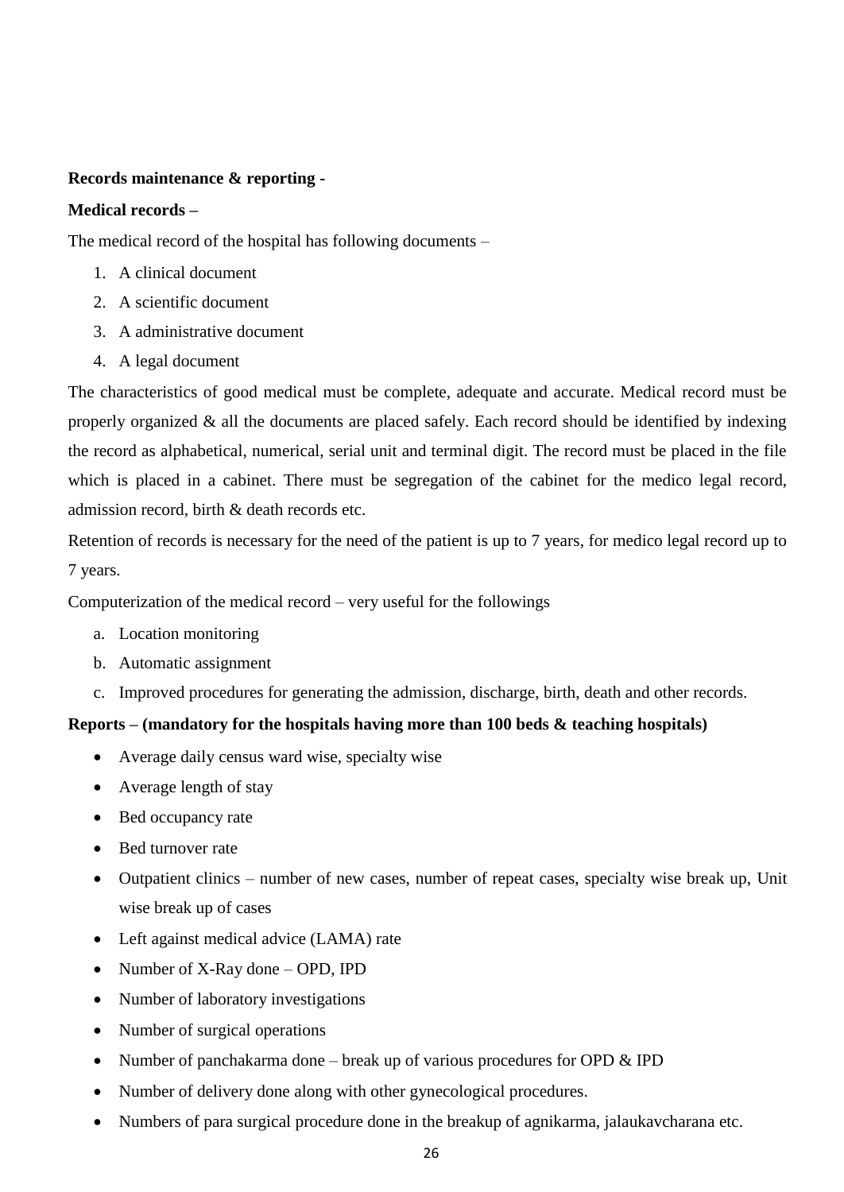**Records maintenance & reporting -**

**Medical records –**

The medical record of the hospital has following documents –

1. A clinical document
2. A scientific document
3. A administrative document
4. A legal document

The characteristics of good medical must be complete, adequate and accurate. Medical record must be properly organized & all the documents are placed safely. Each record should be identified by indexing the record as alphabetical, numerical, serial unit and terminal digit. The record must be placed in the file which is placed in a cabinet. There must be segregation of the cabinet for the medico legal record, admission record, birth & death records etc.

Retention of records is necessary for the need of the patient is up to 7 years, for medico legal record up to 7 years.

Computerization of the medical record – very useful for the followings

a. Location monitoring
b. Automatic assignment
c. Improved procedures for generating the admission, discharge, birth, death and other records.

**Reports – (mandatory for the hospitals having more than 100 beds & teaching hospitals)**

- Average daily census ward wise, specialty wise
- Average length of stay
- Bed occupancy rate
- Bed turnover rate
- Outpatient clinics – number of new cases, number of repeat cases, specialty wise break up, Unit wise break up of cases
- Left against medical advice (LAMA) rate
- Number of X-Ray done – OPD, IPD
- Number of laboratory investigations
- Number of surgical operations
- Number of panchakarma done – break up of various procedures for OPD & IPD
- Number of delivery done along with other gynecological procedures.
- Numbers of para surgical procedure done in the breakup of agnikarma, jalaukavcharana etc.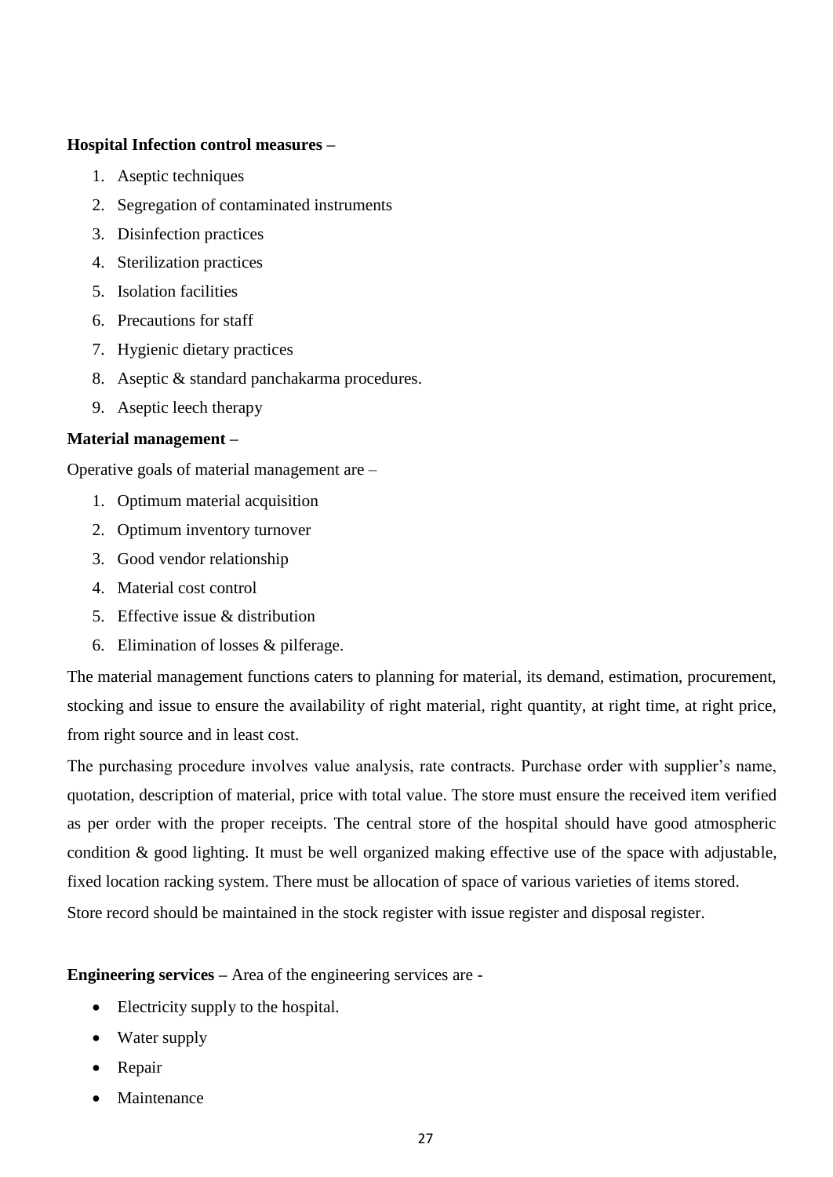**Hospital Infection control measures –**

1. Aseptic techniques
2. Segregation of contaminated instruments
3. Disinfection practices
4. Sterilization practices
5. Isolation facilities
6. Precautions for staff
7. Hygienic dietary practices
8. Aseptic & standard panchakarma procedures.
9. Aseptic leech therapy

**Material management –**

Operative goals of material management are –

1. Optimum material acquisition
2. Optimum inventory turnover
3. Good vendor relationship
4. Material cost control
5. Effective issue & distribution
6. Elimination of losses & pilferage.

The material management functions caters to planning for material, its demand, estimation, procurement, stocking and issue to ensure the availability of right material, right quantity, at right time, at right price, from right source and in least cost.

The purchasing procedure involves value analysis, rate contracts. Purchase order with supplier's name, quotation, description of material, price with total value. The store must ensure the received item verified as per order with the proper receipts. The central store of the hospital should have good atmospheric condition & good lighting. It must be well organized making effective use of the space with adjustable, fixed location racking system. There must be allocation of space of various varieties of items stored.

Store record should be maintained in the stock register with issue register and disposal register.

**Engineering services –** Area of the engineering services are -

- Electricity supply to the hospital.
- Water supply
- Repair
- Maintenance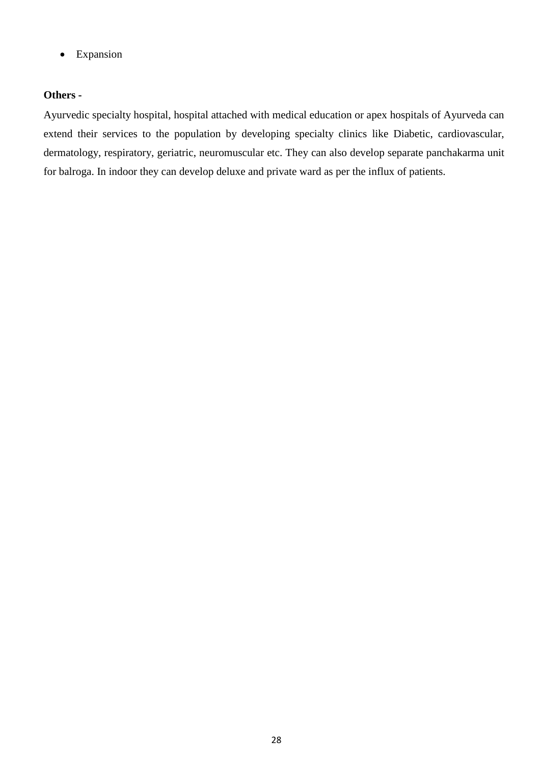- Expansion

**Others -**

Ayurvedic specialty hospital, hospital attached with medical education or apex hospitals of Ayurveda can extend their services to the population by developing specialty clinics like Diabetic, cardiovascular, dermatology, respiratory, geriatric, neuromuscular etc. They can also develop separate panchakarma unit for balroga. In indoor they can develop deluxe and private ward as per the influx of patients.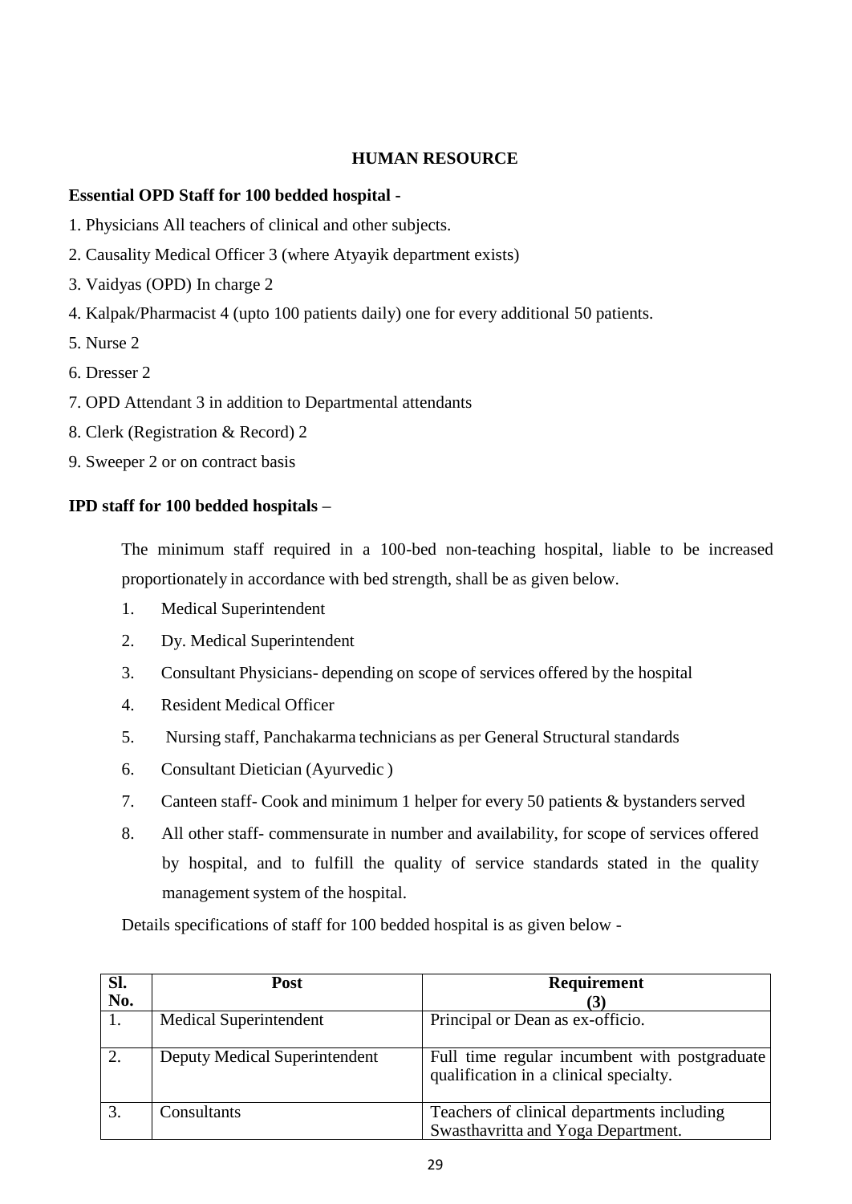## HUMAN RESOURCE

**Essential OPD Staff for 100 bedded hospital -**

1. Physicians All teachers of clinical and other subjects.
2. Causality Medical Officer 3 (where Atyayik department exists)
3. Vaidyas (OPD) In charge 2
4. Kalpak/Pharmacist 4 (upto 100 patients daily) one for every additional 50 patients.
5. Nurse 2
6. Dresser 2
7. OPD Attendant 3 in addition to Departmental attendants
8. Clerk (Registration & Record) 2
9. Sweeper 2 or on contract basis

**IPD staff for 100 bedded hospitals –**

The minimum staff required in a 100-bed non-teaching hospital, liable to be increased proportionately in accordance with bed strength, shall be as given below.

1. Medical Superintendent
2. Dy. Medical Superintendent
3. Consultant Physicians- depending on scope of services offered by the hospital
4. Resident Medical Officer
5. Nursing staff, Panchakarma technicians as per General Structural standards
6. Consultant Dietician (Ayurvedic )
7. Canteen staff- Cook and minimum 1 helper for every 50 patients & bystanders served
8. All other staff- commensurate in number and availability, for scope of services offered by hospital, and to fulfill the quality of service standards stated in the quality management system of the hospital.

Details specifications of staff for 100 bedded hospital is as given below -

| Sl. No. | Post | Requirement (3) |
|---|---|---|
| 1. | Medical Superintendent | Principal or Dean as ex-officio. |
| 2. | Deputy Medical Superintendent | Full time regular incumbent with postgraduate qualification in a clinical specialty. |
| 3. | Consultants | Teachers of clinical departments including Swasthavritta and Yoga Department. |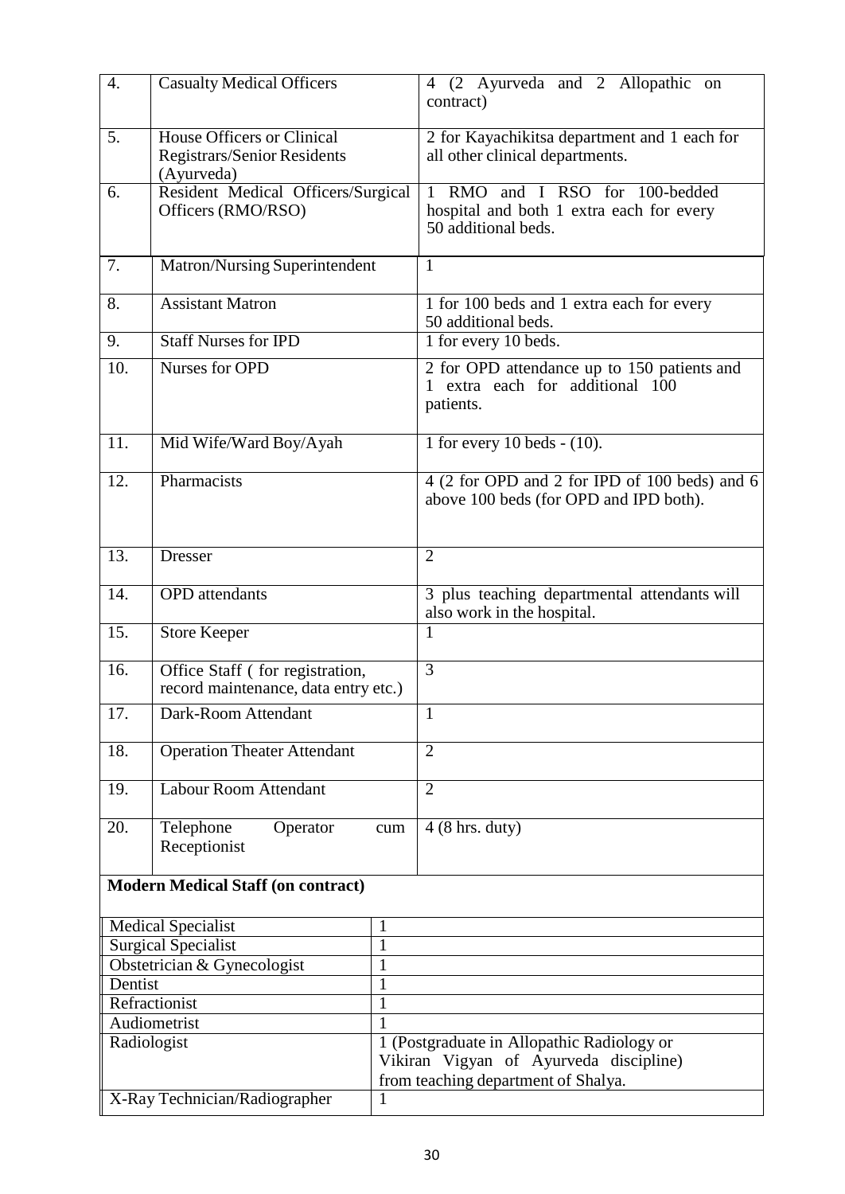| | | |
|---|---|---|
| 4. | Casualty Medical Officers | 4 (2 Ayurveda and 2 Allopathic on contract) |
| 5. | House Officers or Clinical Registrars/Senior Residents (Ayurveda) | 2 for Kayachikitsa department and 1 each for all other clinical departments. |
| 6. | Resident Medical Officers/Surgical Officers (RMO/RSO) | 1 RMO and I RSO for 100-bedded hospital and both 1 extra each for every 50 additional beds. |
| 7. | Matron/Nursing Superintendent | 1 |
| 8. | Assistant Matron | 1 for 100 beds and 1 extra each for every 50 additional beds. |
| 9. | Staff Nurses for IPD | 1 for every 10 beds. |
| 10. | Nurses for OPD | 2 for OPD attendance up to 150 patients and 1 extra each for additional 100 patients. |
| 11. | Mid Wife/Ward Boy/Ayah | 1 for every 10 beds - (10). |
| 12. | Pharmacists | 4 (2 for OPD and 2 for IPD of 100 beds) and 6 above 100 beds (for OPD and IPD both). |
| 13. | Dresser | 2 |
| 14. | OPD attendants | 3 plus teaching departmental attendants will also work in the hospital. |
| 15. | Store Keeper | 1 |
| 16. | Office Staff ( for registration, record maintenance, data entry etc.) | 3 |
| 17. | Dark-Room Attendant | 1 |
| 18. | Operation Theater Attendant | 2 |
| 19. | Labour Room Attendant | 2 |
| 20. | Telephone Operator cum Receptionist | 4 (8 hrs. duty) |

**Modern Medical Staff (on contract)**

| | |
|---|---|
| Medical Specialist | 1 |
| Surgical Specialist | 1 |
| Obstetrician & Gynecologist | 1 |
| Dentist | 1 |
| Refractionist | 1 |
| Audiometrist | 1 |
| Radiologist | 1 (Postgraduate in Allopathic Radiology or Vikiran Vigyan of Ayurveda discipline) from teaching department of Shalya. |
| X-Ray Technician/Radiographer | 1 |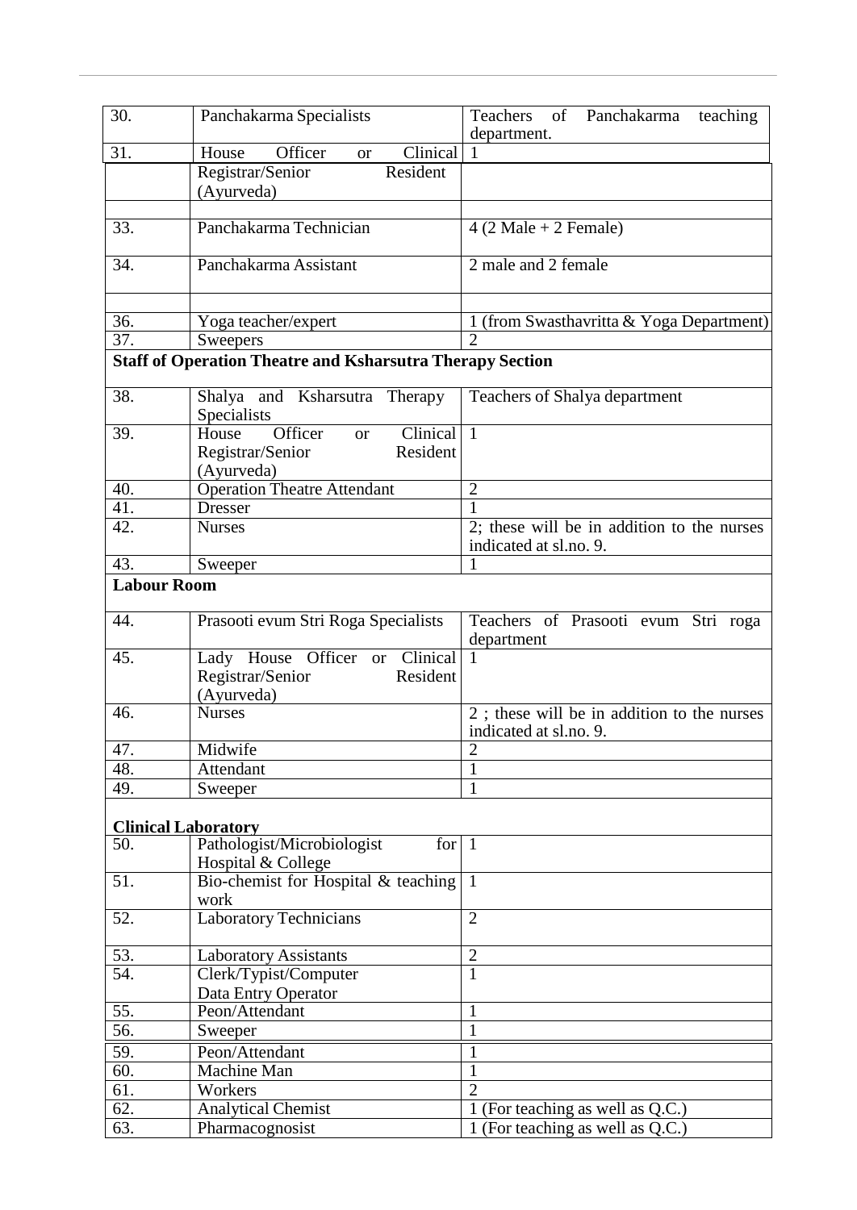| 30. | Panchakarma Specialists | Teachers of Panchakarma teaching department. |
|---|---|---|
| 31. | House Officer or Clinical Registrar/Senior Resident (Ayurveda) | 1 |
| | | |
| 33. | Panchakarma Technician | 4 (2 Male + 2 Female) |
| 34. | Panchakarma Assistant | 2 male and 2 female |
| | | |
| 36. | Yoga teacher/expert | 1 (from Swasthavritta & Yoga Department) |
| 37. | Sweepers | 2 |
| **Staff of Operation Theatre and Ksharsutra Therapy Section** | | |
| 38. | Shalya and Ksharsutra Therapy Specialists | Teachers of Shalya department |
| 39. | House Officer or Clinical Registrar/Senior Resident (Ayurveda) | 1 |
| 40. | Operation Theatre Attendant | 2 |
| 41. | Dresser | 1 |
| 42. | Nurses | 2; these will be in addition to the nurses indicated at sl.no. 9. |
| 43. | Sweeper | 1 |
| **Labour Room** | | |
| 44. | Prasooti evum Stri Roga Specialists | Teachers of Prasooti evum Stri roga department |
| 45. | Lady House Officer or Clinical Registrar/Senior Resident (Ayurveda) | 1 |
| 46. | Nurses | 2 ; these will be in addition to the nurses indicated at sl.no. 9. |
| 47. | Midwife | 2 |
| 48. | Attendant | 1 |
| 49. | Sweeper | 1 |
| **Clinical Laboratory** | | |
| 50. | Pathologist/Microbiologist for Hospital & College | 1 |
| 51. | Bio-chemist for Hospital & teaching work | 1 |
| 52. | Laboratory Technicians | 2 |
| 53. | Laboratory Assistants | 2 |
| 54. | Clerk/Typist/Computer Data Entry Operator | 1 |
| 55. | Peon/Attendant | 1 |
| 56. | Sweeper | 1 |
| 59. | Peon/Attendant | 1 |
| 60. | Machine Man | 1 |
| 61. | Workers | 2 |
| 62. | Analytical Chemist | 1 (For teaching as well as Q.C.) |
| 63. | Pharmacognosist | 1 (For teaching as well as Q.C.) |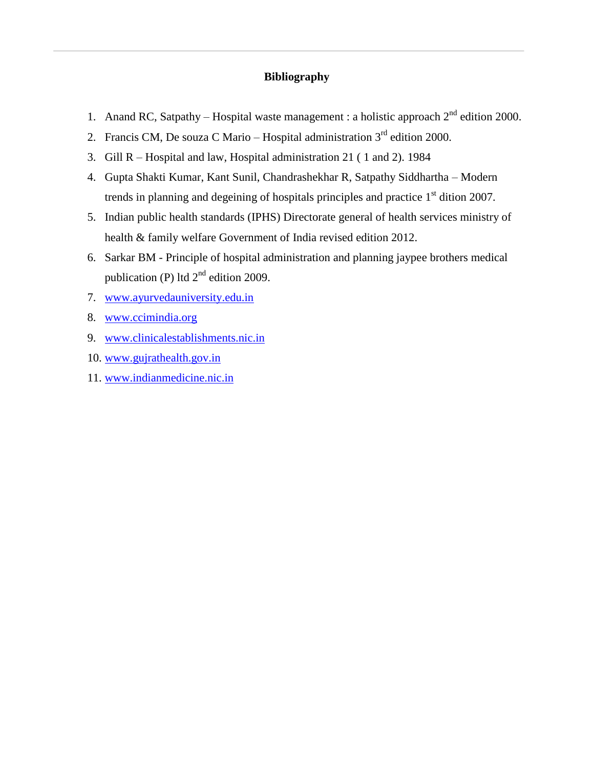# Bibliography

1. Anand RC, Satpathy – Hospital waste management : a holistic approach 2nd edition 2000.
2. Francis CM, De souza C Mario – Hospital administration 3rd edition 2000.
3. Gill R – Hospital and law, Hospital administration 21 ( 1 and 2). 1984
4. Gupta Shakti Kumar, Kant Sunil, Chandrashekhar R, Satpathy Siddhartha – Modern trends in planning and degeining of hospitals principles and practice 1st dition 2007.
5. Indian public health standards (IPHS) Directorate general of health services ministry of health & family welfare Government of India revised edition 2012.
6. Sarkar BM - Principle of hospital administration and planning jaypee brothers medical publication (P) ltd 2nd edition 2009.
7. www.ayurvedauniversity.edu.in
8. www.ccimindia.org
9. www.clinicalestablishments.nic.in
10. www.gujrathealth.gov.in
11. www.indianmedicine.nic.in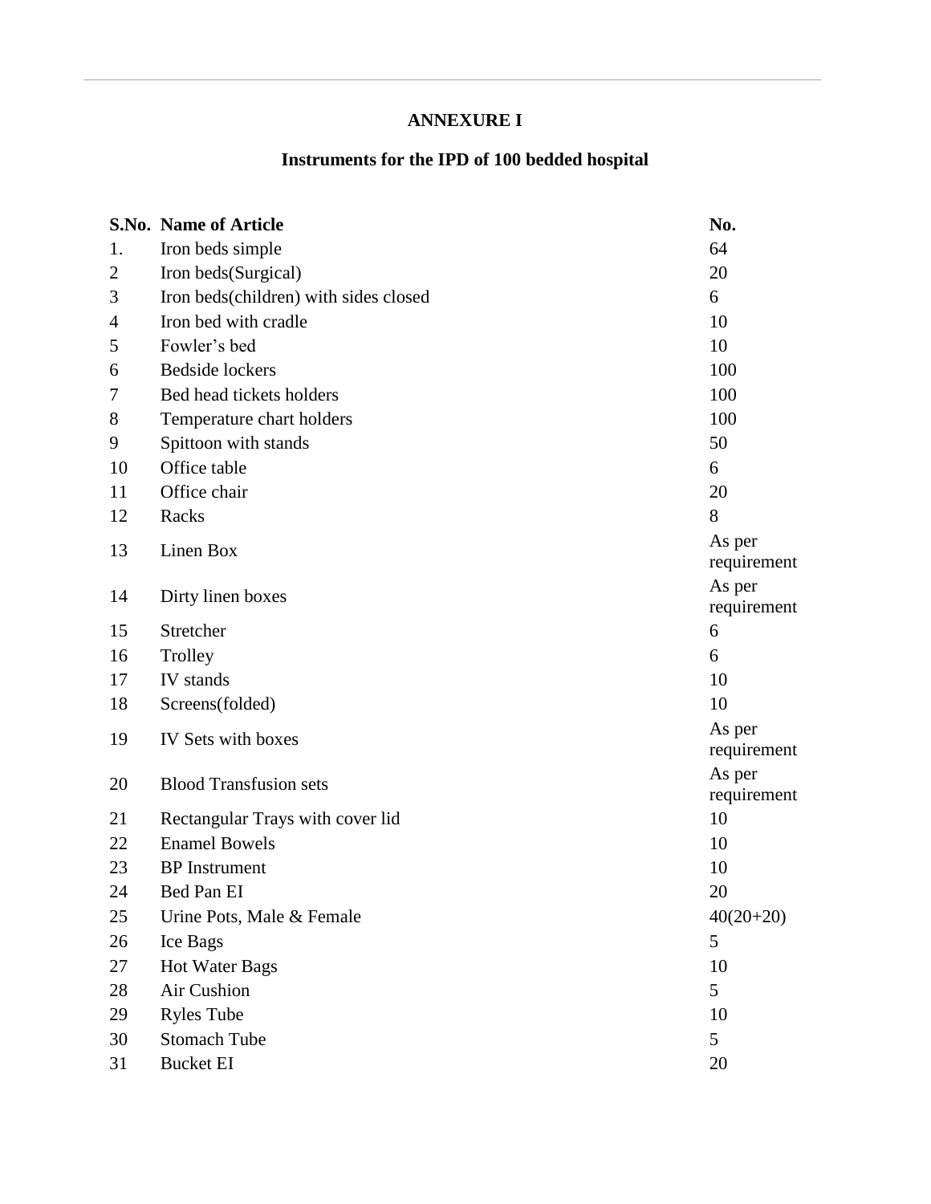**ANNEXURE I**

**Instruments for the IPD of 100 bedded hospital**

| S.No. | Name of Article | No. |
|---|---|---|
| 1. | Iron beds simple | 64 |
| 2 | Iron beds(Surgical) | 20 |
| 3 | Iron beds(children) with sides closed | 6 |
| 4 | Iron bed with cradle | 10 |
| 5 | Fowler's bed | 10 |
| 6 | Bedside lockers | 100 |
| 7 | Bed head tickets holders | 100 |
| 8 | Temperature chart holders | 100 |
| 9 | Spittoon with stands | 50 |
| 10 | Office table | 6 |
| 11 | Office chair | 20 |
| 12 | Racks | 8 |
| 13 | Linen Box | As per requirement |
| 14 | Dirty linen boxes | As per requirement |
| 15 | Stretcher | 6 |
| 16 | Trolley | 6 |
| 17 | IV stands | 10 |
| 18 | Screens(folded) | 10 |
| 19 | IV Sets with boxes | As per requirement |
| 20 | Blood Transfusion sets | As per requirement |
| 21 | Rectangular Trays with cover lid | 10 |
| 22 | Enamel Bowels | 10 |
| 23 | BP Instrument | 10 |
| 24 | Bed Pan EI | 20 |
| 25 | Urine Pots, Male & Female | 40(20+20) |
| 26 | Ice Bags | 5 |
| 27 | Hot Water Bags | 10 |
| 28 | Air Cushion | 5 |
| 29 | Ryles Tube | 10 |
| 30 | Stomach Tube | 5 |
| 31 | Bucket EI | 20 |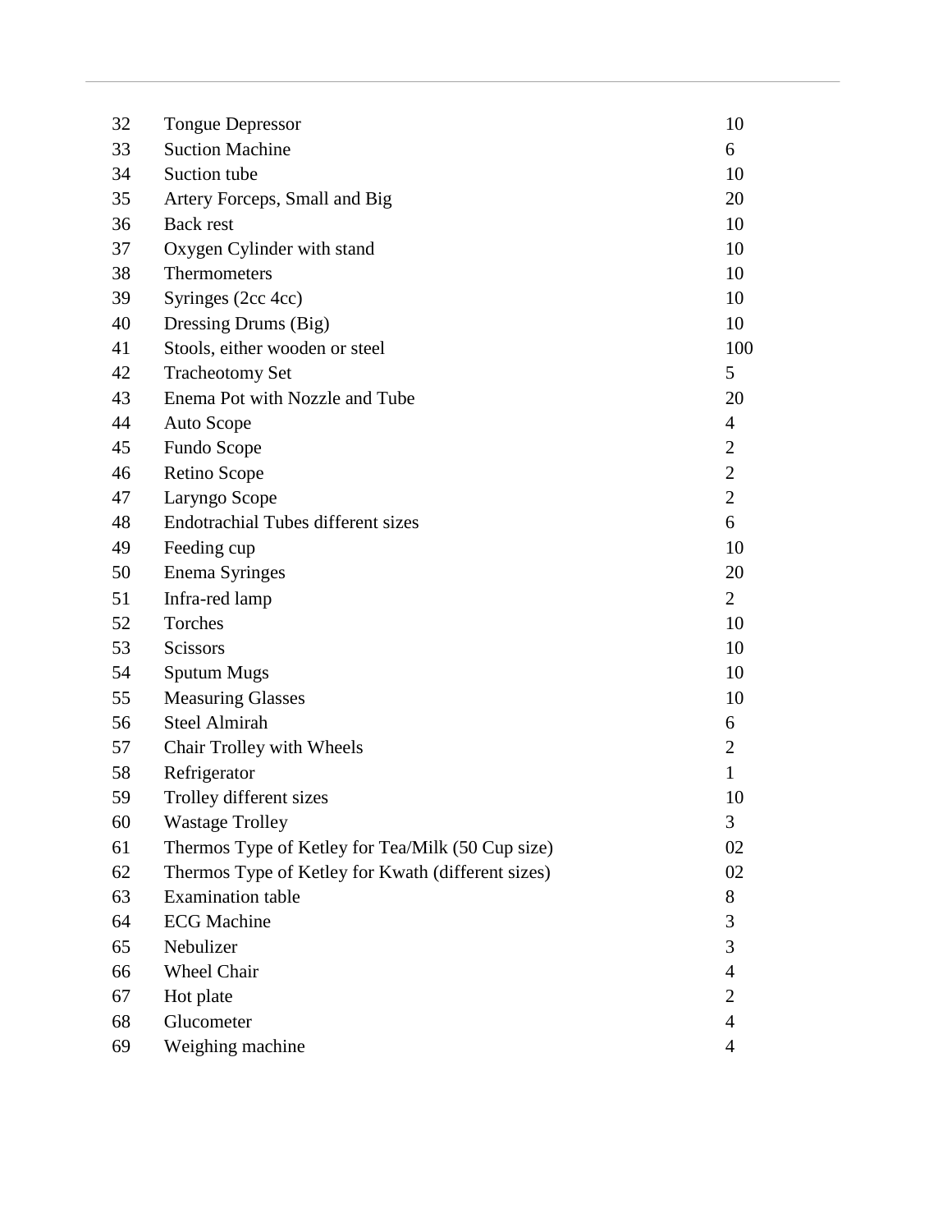| | | |
|---|---|---|
| 32 | Tongue Depressor | 10 |
| 33 | Suction Machine | 6 |
| 34 | Suction tube | 10 |
| 35 | Artery Forceps, Small and Big | 20 |
| 36 | Back rest | 10 |
| 37 | Oxygen Cylinder with stand | 10 |
| 38 | Thermometers | 10 |
| 39 | Syringes (2cc 4cc) | 10 |
| 40 | Dressing Drums (Big) | 10 |
| 41 | Stools, either wooden or steel | 100 |
| 42 | Tracheotomy Set | 5 |
| 43 | Enema Pot with Nozzle and Tube | 20 |
| 44 | Auto Scope | 4 |
| 45 | Fundo Scope | 2 |
| 46 | Retino Scope | 2 |
| 47 | Laryngo Scope | 2 |
| 48 | Endotrachial Tubes different sizes | 6 |
| 49 | Feeding cup | 10 |
| 50 | Enema Syringes | 20 |
| 51 | Infra-red lamp | 2 |
| 52 | Torches | 10 |
| 53 | Scissors | 10 |
| 54 | Sputum Mugs | 10 |
| 55 | Measuring Glasses | 10 |
| 56 | Steel Almirah | 6 |
| 57 | Chair Trolley with Wheels | 2 |
| 58 | Refrigerator | 1 |
| 59 | Trolley different sizes | 10 |
| 60 | Wastage Trolley | 3 |
| 61 | Thermos Type of Ketley for Tea/Milk (50 Cup size) | 02 |
| 62 | Thermos Type of Ketley for Kwath (different sizes) | 02 |
| 63 | Examination table | 8 |
| 64 | ECG Machine | 3 |
| 65 | Nebulizer | 3 |
| 66 | Wheel Chair | 4 |
| 67 | Hot plate | 2 |
| 68 | Glucometer | 4 |
| 69 | Weighing machine | 4 |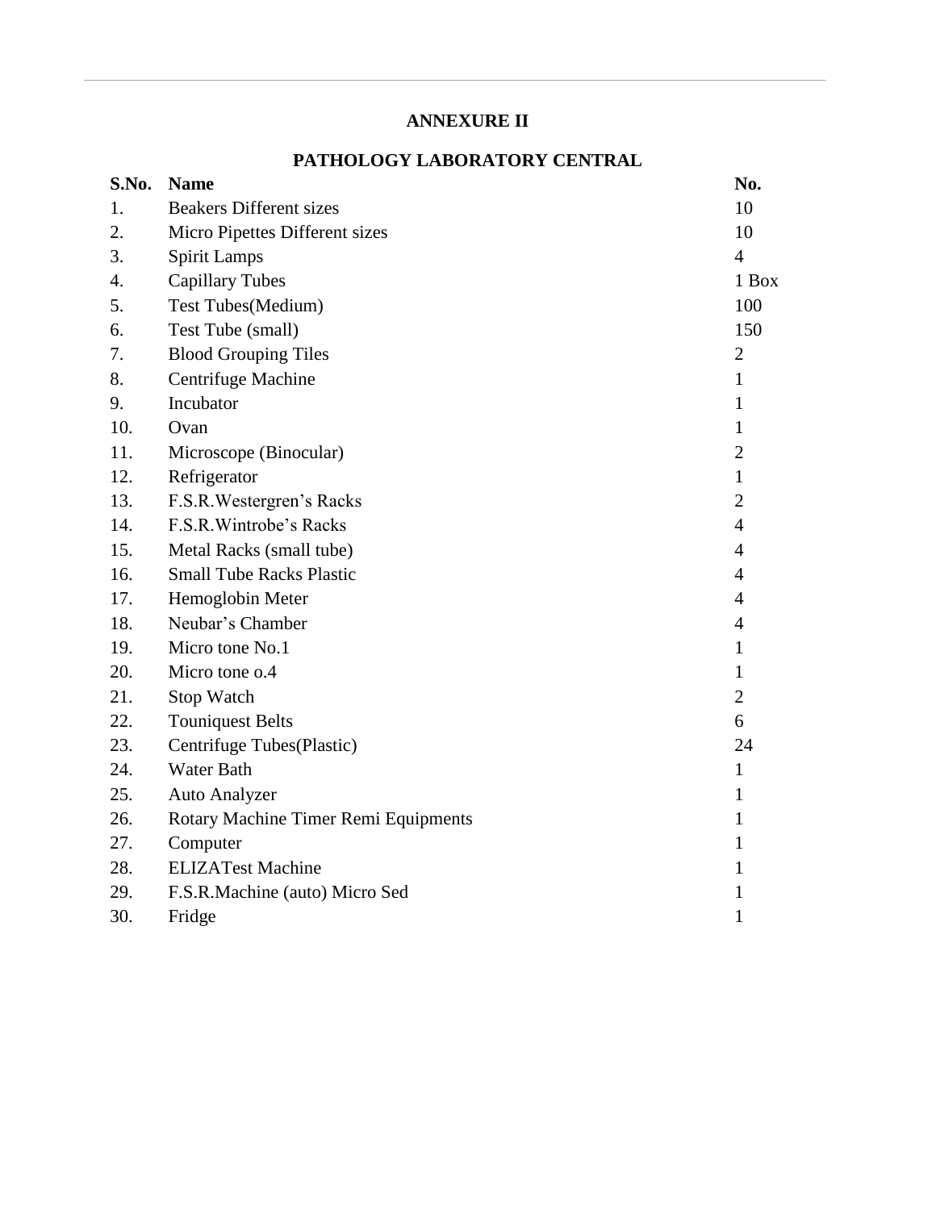## ANNEXURE II

## PATHOLOGY LABORATORY CENTRAL

| S.No. | Name | No. |
|---|---|---|
| 1. | Beakers Different sizes | 10 |
| 2. | Micro Pipettes Different sizes | 10 |
| 3. | Spirit Lamps | 4 |
| 4. | Capillary Tubes | 1 Box |
| 5. | Test Tubes(Medium) | 100 |
| 6. | Test Tube (small) | 150 |
| 7. | Blood Grouping Tiles | 2 |
| 8. | Centrifuge Machine | 1 |
| 9. | Incubator | 1 |
| 10. | Ovan | 1 |
| 11. | Microscope (Binocular) | 2 |
| 12. | Refrigerator | 1 |
| 13. | F.S.R.Westergren's Racks | 2 |
| 14. | F.S.R.Wintrobe's Racks | 4 |
| 15. | Metal Racks (small tube) | 4 |
| 16. | Small Tube Racks Plastic | 4 |
| 17. | Hemoglobin Meter | 4 |
| 18. | Neubar's Chamber | 4 |
| 19. | Micro tone No.1 | 1 |
| 20. | Micro tone o.4 | 1 |
| 21. | Stop Watch | 2 |
| 22. | Touniquest Belts | 6 |
| 23. | Centrifuge Tubes(Plastic) | 24 |
| 24. | Water Bath | 1 |
| 25. | Auto Analyzer | 1 |
| 26. | Rotary Machine Timer Remi Equipments | 1 |
| 27. | Computer | 1 |
| 28. | ELIZATest Machine | 1 |
| 29. | F.S.R.Machine (auto) Micro Sed | 1 |
| 30. | Fridge | 1 |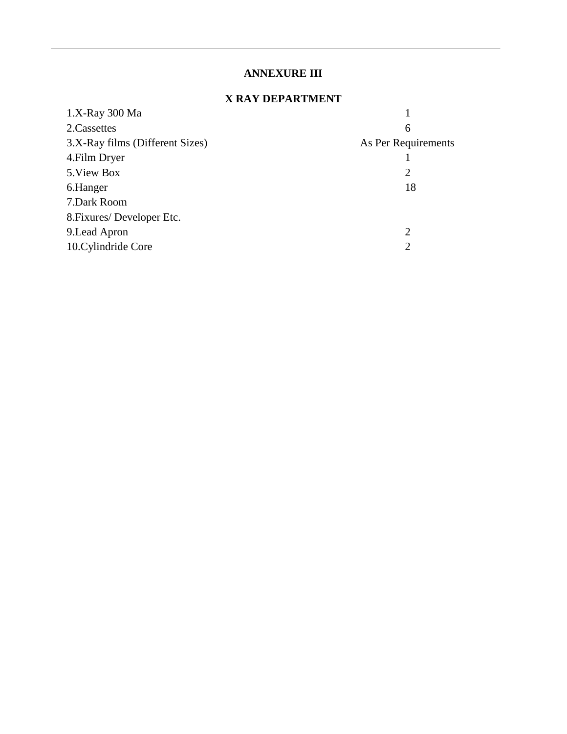## ANNEXURE III

### X RAY DEPARTMENT

| Item | Quantity |
|---|---|
| 1.X-Ray 300 Ma | 1 |
| 2.Cassettes | 6 |
| 3.X-Ray films (Different Sizes) | As Per Requirements |
| 4.Film Dryer | 1 |
| 5.View Box | 2 |
| 6.Hanger | 18 |
| 7.Dark Room | |
| 8.Fixures/ Developer Etc. | |
| 9.Lead Apron | 2 |
| 10.Cylindride Core | 2 |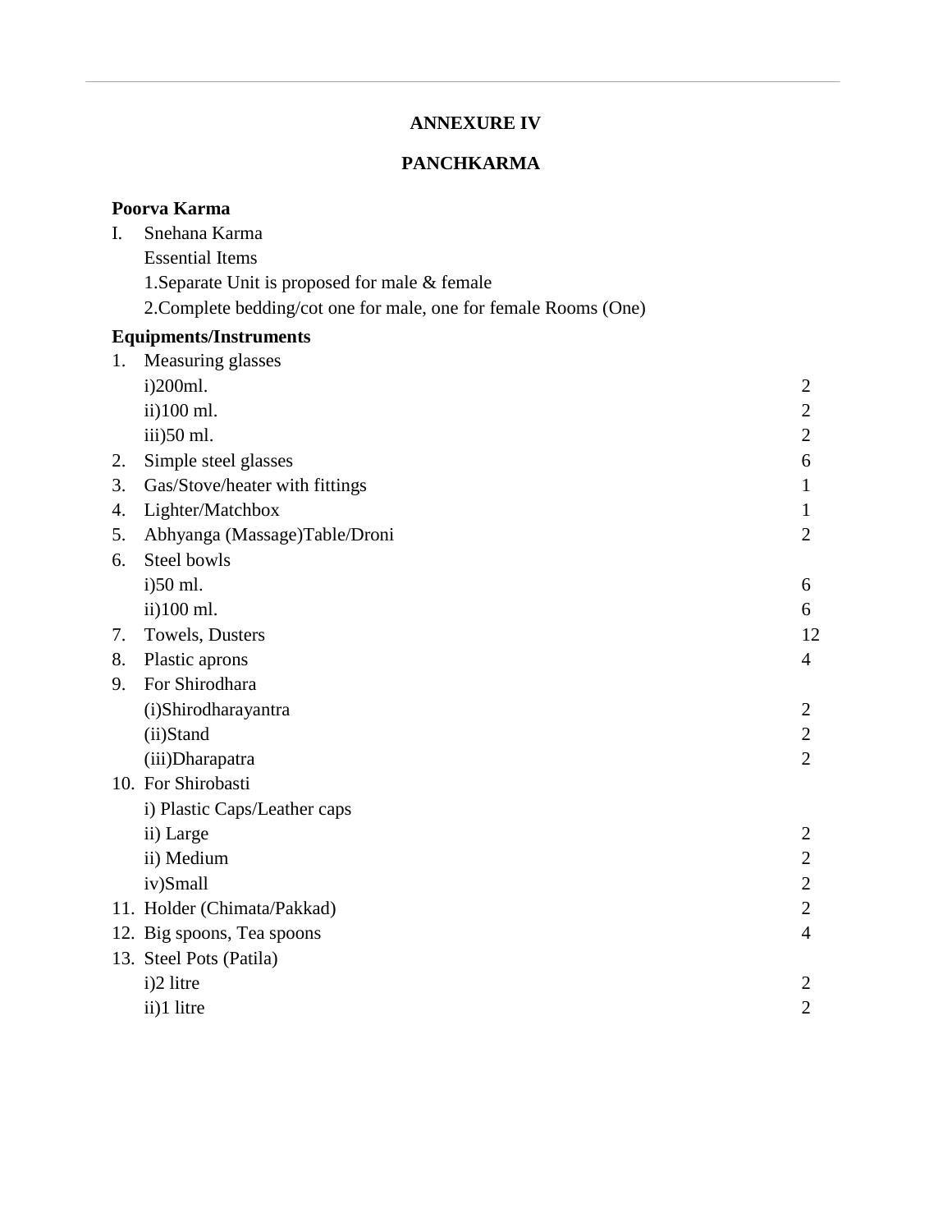# ANNEXURE IV

## PANCHKARMA

**Poorva Karma**

I. Snehana Karma

Essential Items

1.Separate Unit is proposed for male & female

2.Complete bedding/cot one for male, one for female Rooms (One)

**Equipments/Instruments**

| | | |
|---|---|---|
| 1. | Measuring glasses | |
| | i)200ml. | 2 |
| | ii)100 ml. | 2 |
| | iii)50 ml. | 2 |
| 2. | Simple steel glasses | 6 |
| 3. | Gas/Stove/heater with fittings | 1 |
| 4. | Lighter/Matchbox | 1 |
| 5. | Abhyanga (Massage)Table/Droni | 2 |
| 6. | Steel bowls | |
| | i)50 ml. | 6 |
| | ii)100 ml. | 6 |
| 7. | Towels, Dusters | 12 |
| 8. | Plastic aprons | 4 |
| 9. | For Shirodhara | |
| | (i)Shirodharayantra | 2 |
| | (ii)Stand | 2 |
| | (iii)Dharapatra | 2 |
| 10. | For Shirobasti | |
| | i) Plastic Caps/Leather caps | |
| | ii) Large | 2 |
| | ii) Medium | 2 |
| | iv)Small | 2 |
| 11. | Holder (Chimata/Pakkad) | 2 |
| 12. | Big spoons, Tea spoons | 4 |
| 13. | Steel Pots (Patila) | |
| | i)2 litre | 2 |
| | ii)1 litre | 2 |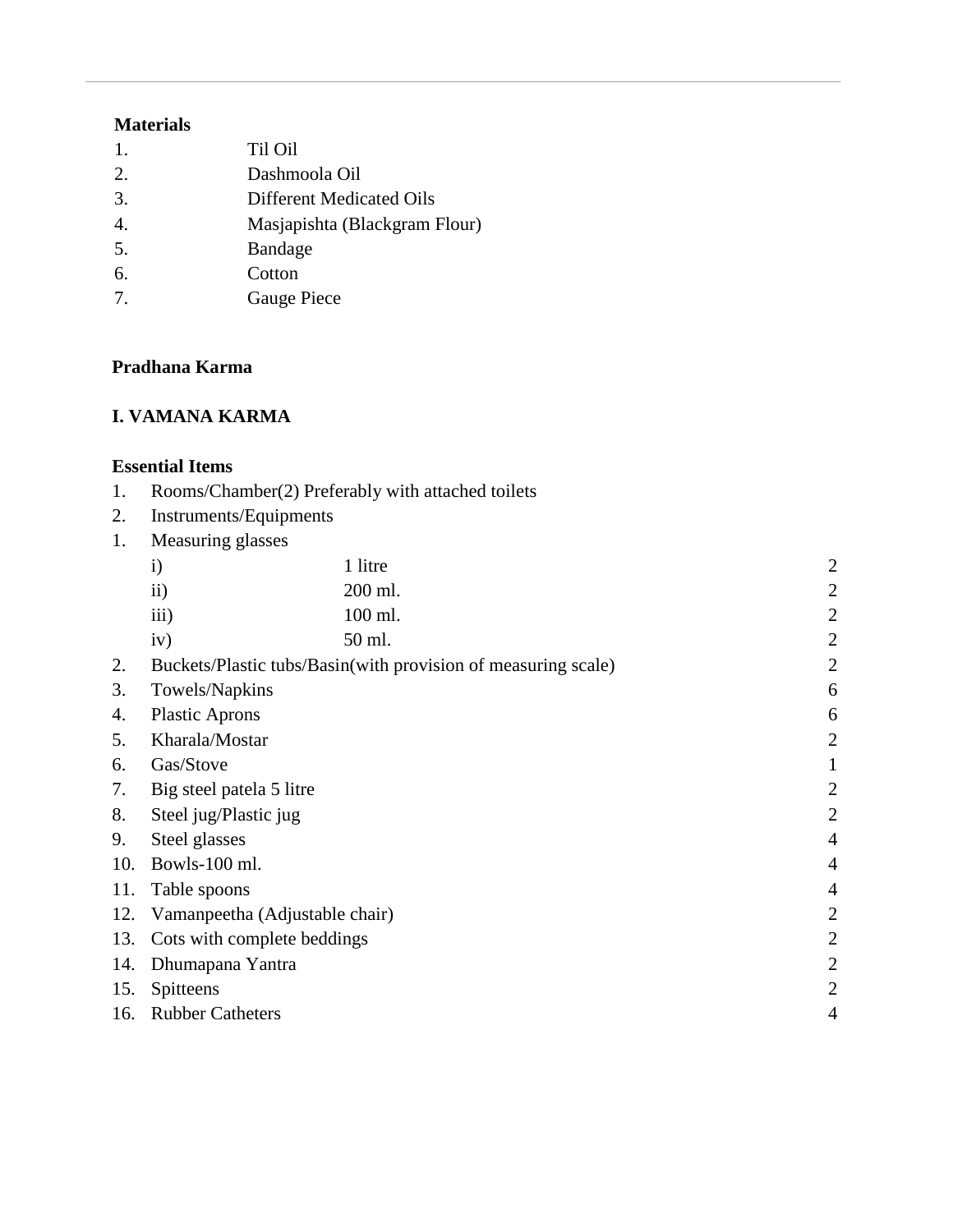**Materials**

1. Til Oil
2. Dashmoola Oil
3. Different Medicated Oils
4. Masjapishta (Blackgram Flour)
5. Bandage
6. Cotton
7. Gauge Piece

**Pradhana Karma**

**I. VAMANA KARMA**

**Essential Items**

1. Rooms/Chamber(2) Preferably with attached toilets
2. Instruments/Equipments

| | | | |
|---|---|---|---|
| 1. | Measuring glasses | | |
| | i) | 1 litre | 2 |
| | ii) | 200 ml. | 2 |
| | iii) | 100 ml. | 2 |
| | iv) | 50 ml. | 2 |
| 2. | Buckets/Plastic tubs/Basin(with provision of measuring scale) | | 2 |
| 3. | Towels/Napkins | | 6 |
| 4. | Plastic Aprons | | 6 |
| 5. | Kharala/Mostar | | 2 |
| 6. | Gas/Stove | | 1 |
| 7. | Big steel patela 5 litre | | 2 |
| 8. | Steel jug/Plastic jug | | 2 |
| 9. | Steel glasses | | 4 |
| 10. | Bowls-100 ml. | | 4 |
| 11. | Table spoons | | 4 |
| 12. | Vamanpeetha (Adjustable chair) | | 2 |
| 13. | Cots with complete beddings | | 2 |
| 14. | Dhumapana Yantra | | 2 |
| 15. | Spitteens | | 2 |
| 16. | Rubber Catheters | | 4 |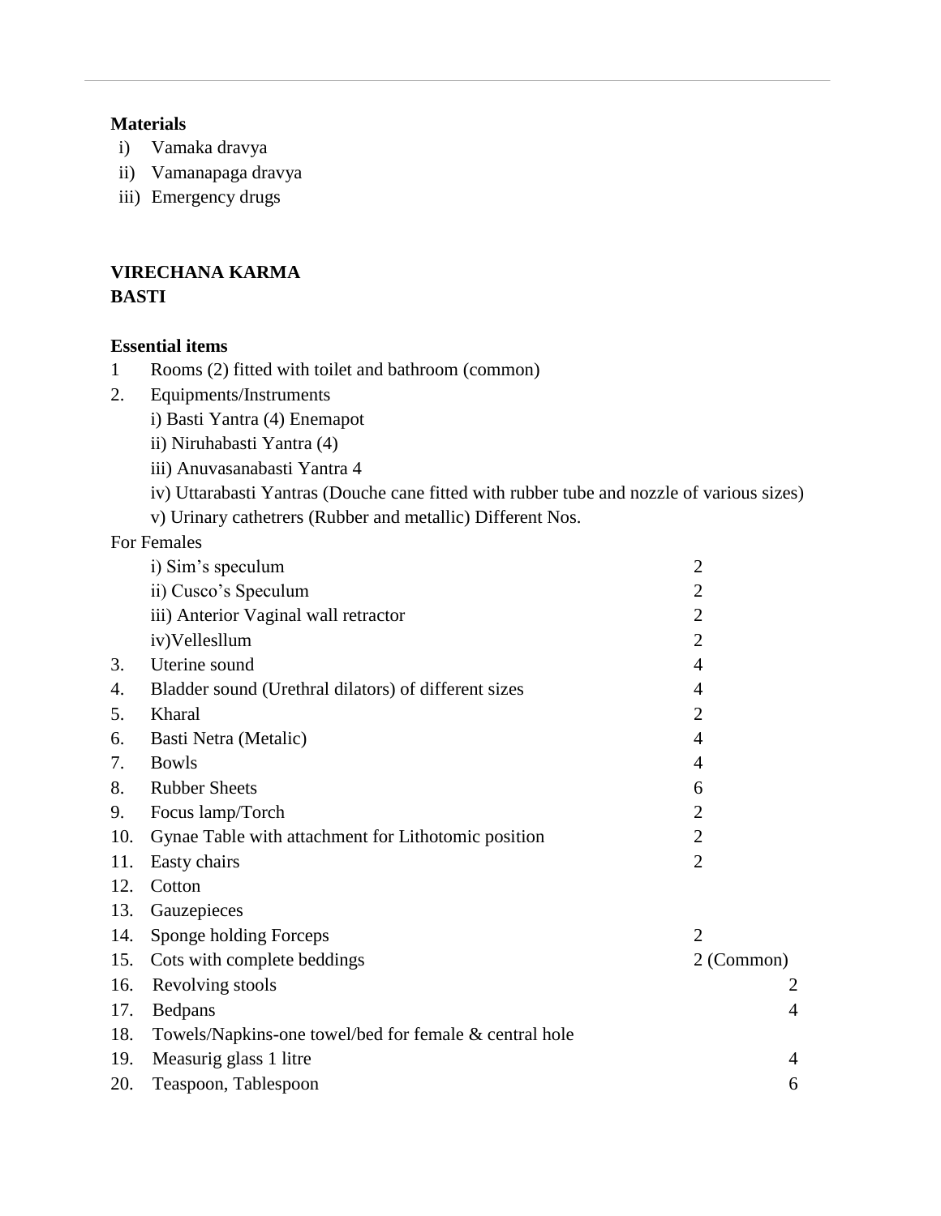**Materials**

i) Vamaka dravya
ii) Vamanapaga dravya
iii) Emergency drugs

**VIRECHANA KARMA**

**BASTI**

**Essential items**

1 Rooms (2) fitted with toilet and bathroom (common)

2. Equipments/Instruments
   i) Basti Yantra (4) Enemapot
   ii) Niruhabasti Yantra (4)
   iii) Anuvasanabasti Yantra 4
   iv) Uttarabasti Yantras (Douche cane fitted with rubber tube and nozzle of various sizes)
   v) Urinary cathetrers (Rubber and metallic) Different Nos.

For Females

| | Item | Qty |
|---|---|---|
| | i) Sim's speculum | 2 |
| | ii) Cusco's Speculum | 2 |
| | iii) Anterior Vaginal wall retractor | 2 |
| | iv)Vellesllum | 2 |
| 3. | Uterine sound | 4 |
| 4. | Bladder sound (Urethral dilators) of different sizes | 4 |
| 5. | Kharal | 2 |
| 6. | Basti Netra (Metalic) | 4 |
| 7. | Bowls | 4 |
| 8. | Rubber Sheets | 6 |
| 9. | Focus lamp/Torch | 2 |
| 10. | Gynae Table with attachment for Lithotomic position | 2 |
| 11. | Easty chairs | 2 |
| 12. | Cotton | |
| 13. | Gauzepieces | |
| 14. | Sponge holding Forceps | 2 |
| 15. | Cots with complete beddings | 2 (Common) |
| 16. | Revolving stools | 2 |
| 17. | Bedpans | 4 |
| 18. | Towels/Napkins-one towel/bed for female & central hole | |
| 19. | Measurig glass 1 litre | 4 |
| 20. | Teaspoon, Tablespoon | 6 |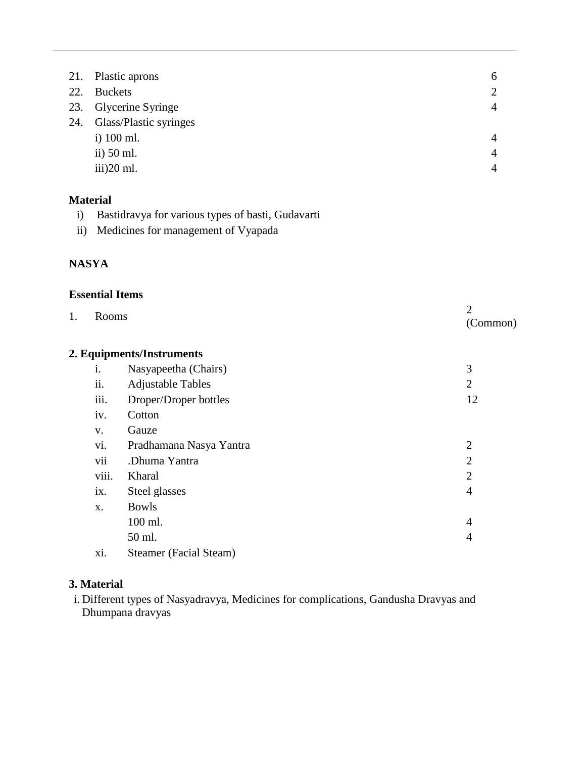| | | |
|---|---|---|
| 21. | Plastic aprons | 6 |
| 22. | Buckets | 2 |
| 23. | Glycerine Syringe | 4 |
| 24. | Glass/Plastic syringes | |
| | i) 100 ml. | 4 |
| | ii) 50 ml. | 4 |
| | iii)20 ml. | 4 |

**Material**

i) Bastidravya for various types of basti, Gudavarti

ii) Medicines for management of Vyapada

**NASYA**

**Essential Items**

| | | |
|---|---|---|
| 1. | Rooms | 2 (Common) |

**2. Equipments/Instruments**

| | | |
|---|---|---|
| i. | Nasyapeetha (Chairs) | 3 |
| ii. | Adjustable Tables | 2 |
| iii. | Droper/Droper bottles | 12 |
| iv. | Cotton | |
| v. | Gauze | |
| vi. | Pradhamana Nasya Yantra | 2 |
| vii | .Dhuma Yantra | 2 |
| viii. | Kharal | 2 |
| ix. | Steel glasses | 4 |
| x. | Bowls | |
| | 100 ml. | 4 |
| | 50 ml. | 4 |
| xi. | Steamer (Facial Steam) | |

**3. Material**

i. Different types of Nasyadravya, Medicines for complications, Gandusha Dravyas and Dhumpana dravyas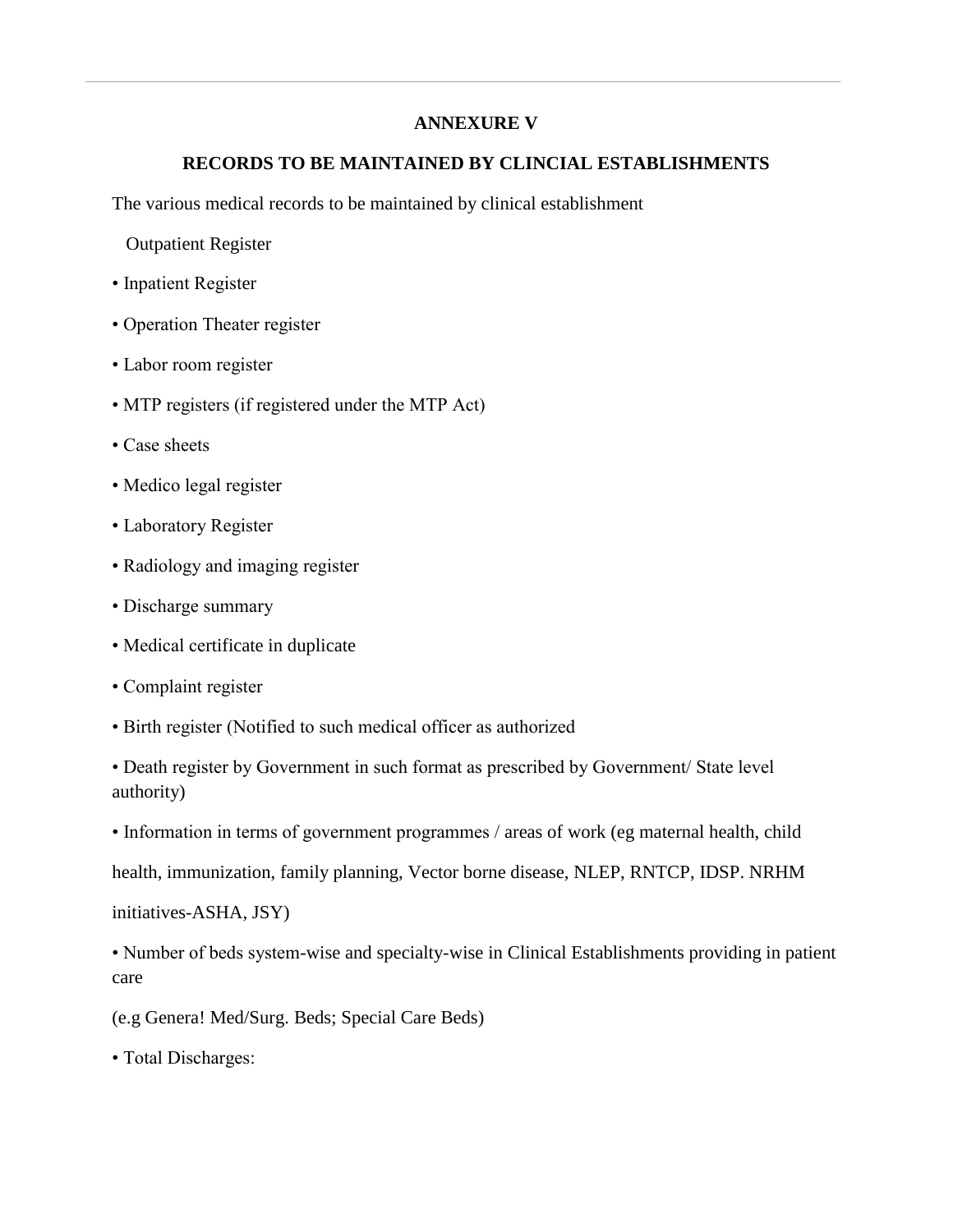**ANNEXURE V**

**RECORDS TO BE MAINTAINED BY CLINCIAL ESTABLISHMENTS**

The various medical records to be maintained by clinical establishment

Outpatient Register

- Inpatient Register
- Operation Theater register
- Labor room register
- MTP registers (if registered under the MTP Act)
- Case sheets
- Medico legal register
- Laboratory Register
- Radiology and imaging register
- Discharge summary
- Medical certificate in duplicate
- Complaint register
- Birth register (Notified to such medical officer as authorized
- Death register by Government in such format as prescribed by Government/ State level authority)
- Information in terms of government programmes / areas of work (eg maternal health, child health, immunization, family planning, Vector borne disease, NLEP, RNTCP, IDSP. NRHM initiatives-ASHA, JSY)
- Number of beds system-wise and specialty-wise in Clinical Establishments providing in patient care

(e.g Genera! Med/Surg. Beds; Special Care Beds)

- Total Discharges: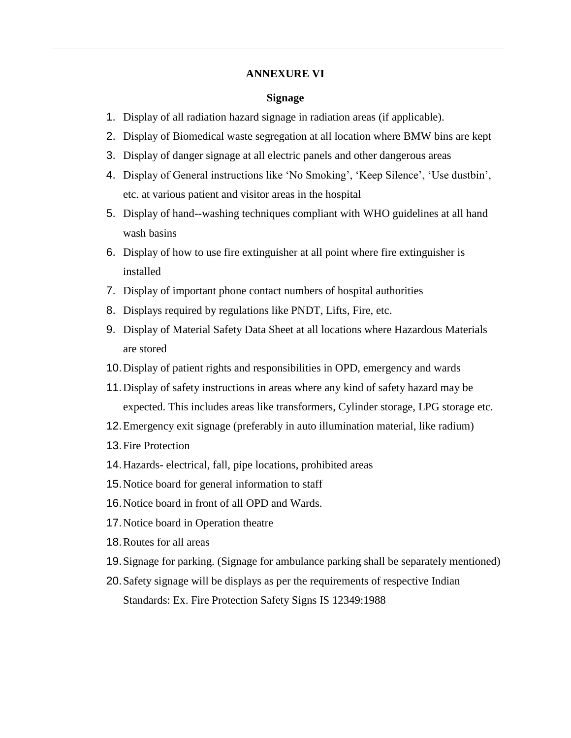# ANNEXURE VI

## Signage

1. Display of all radiation hazard signage in radiation areas (if applicable).
2. Display of Biomedical waste segregation at all location where BMW bins are kept
3. Display of danger signage at all electric panels and other dangerous areas
4. Display of General instructions like ‘No Smoking’, ‘Keep Silence’, ‘Use dustbin’, etc. at various patient and visitor areas in the hospital
5. Display of hand--washing techniques compliant with WHO guidelines at all hand wash basins
6. Display of how to use fire extinguisher at all point where fire extinguisher is installed
7. Display of important phone contact numbers of hospital authorities
8. Displays required by regulations like PNDT, Lifts, Fire, etc.
9. Display of Material Safety Data Sheet at all locations where Hazardous Materials are stored
10. Display of patient rights and responsibilities in OPD, emergency and wards
11. Display of safety instructions in areas where any kind of safety hazard may be expected. This includes areas like transformers, Cylinder storage, LPG storage etc.
12. Emergency exit signage (preferably in auto illumination material, like radium)
13. Fire Protection
14. Hazards- electrical, fall, pipe locations, prohibited areas
15. Notice board for general information to staff
16. Notice board in front of all OPD and Wards.
17. Notice board in Operation theatre
18. Routes for all areas
19. Signage for parking. (Signage for ambulance parking shall be separately mentioned)
20. Safety signage will be displays as per the requirements of respective Indian Standards: Ex. Fire Protection Safety Signs IS 12349:1988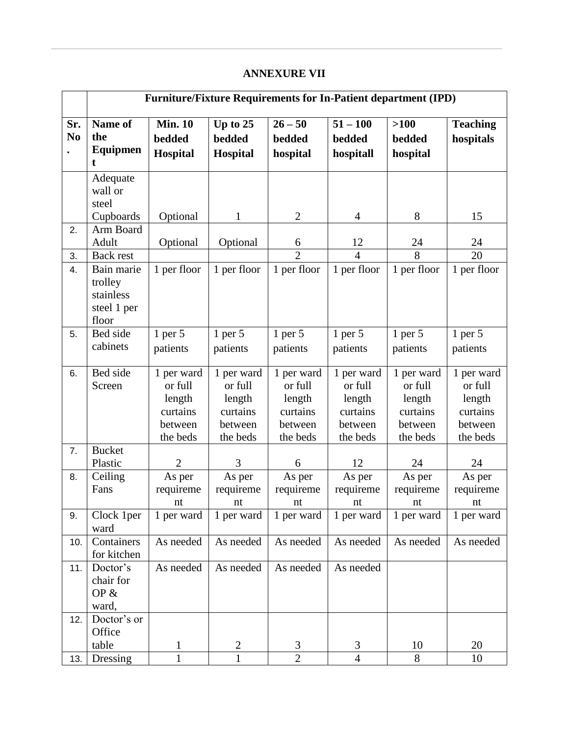## ANNEXURE VII

| | Furniture/Fixture Requirements for In-Patient department (IPD) | | | | | | |
|---|---|---|---|---|---|---|---|
| **Sr. No.** | **Name of the Equipment** | **Min. 10 bedded Hospital** | **Up to 25 bedded Hospital** | **26 – 50 bedded hospital** | **51 – 100 bedded hospitall** | **>100 bedded hospital** | **Teaching hospitals** |
| | Adequate wall or steel Cupboards | Optional | 1 | 2 | 4 | 8 | 15 |
| 2. | Arm Board Adult | Optional | Optional | 6 | 12 | 24 | 24 |
| 3. | Back rest | | | 2 | 4 | 8 | 20 |
| 4. | Bain marie trolley stainless steel 1 per floor | 1 per floor | 1 per floor | 1 per floor | 1 per floor | 1 per floor | 1 per floor |
| 5. | Bed side cabinets | 1 per 5 patients | 1 per 5 patients | 1 per 5 patients | 1 per 5 patients | 1 per 5 patients | 1 per 5 patients |
| 6. | Bed side Screen | 1 per ward or full length curtains between the beds | 1 per ward or full length curtains between the beds | 1 per ward or full length curtains between the beds | 1 per ward or full length curtains between the beds | 1 per ward or full length curtains between the beds | 1 per ward or full length curtains between the beds |
| 7. | Bucket Plastic | 2 | 3 | 6 | 12 | 24 | 24 |
| 8. | Ceiling Fans | As per requirement | As per requirement | As per requirement | As per requirement | As per requirement | As per requirement |
| 9. | Clock 1per ward | 1 per ward | 1 per ward | 1 per ward | 1 per ward | 1 per ward | 1 per ward |
| 10. | Containers for kitchen | As needed | As needed | As needed | As needed | As needed | As needed |
| 11. | Doctor's chair for OP & ward, | As needed | As needed | As needed | As needed | | |
| 12. | Doctor's or Office table | 1 | 2 | 3 | 3 | 10 | 20 |
| 13. | Dressing | 1 | 1 | 2 | 4 | 8 | 10 |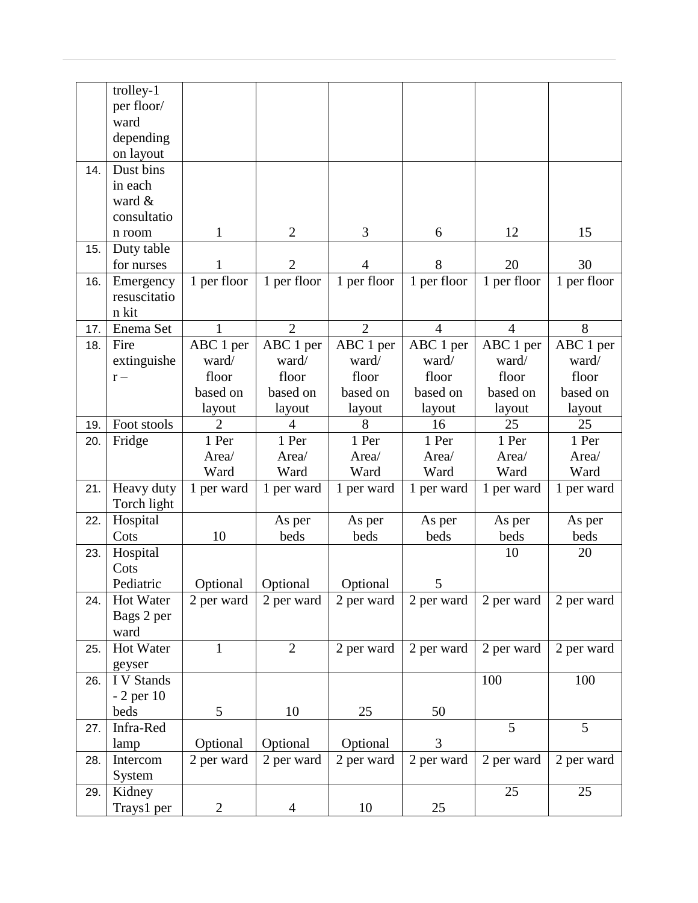|  |  |  |  |  |  |  |  |
|---|---|---|---|---|---|---|---|
|  | trolley-1 per floor/ ward depending on layout |  |  |  |  |  |  |
| 14. | Dust bins in each ward & consultation room | 1 | 2 | 3 | 6 | 12 | 15 |
| 15. | Duty table for nurses | 1 | 2 | 4 | 8 | 20 | 30 |
| 16. | Emergency resuscitation kit | 1 per floor | 1 per floor | 1 per floor | 1 per floor | 1 per floor | 1 per floor |
| 17. | Enema Set | 1 | 2 | 2 | 4 | 4 | 8 |
| 18. | Fire extinguisher – | ABC 1 per ward/ floor based on layout | ABC 1 per ward/ floor based on layout | ABC 1 per ward/ floor based on layout | ABC 1 per ward/ floor based on layout | ABC 1 per ward/ floor based on layout | ABC 1 per ward/ floor based on layout |
| 19. | Foot stools | 2 | 4 | 8 | 16 | 25 | 25 |
| 20. | Fridge | 1 Per Area/ Ward | 1 Per Area/ Ward | 1 Per Area/ Ward | 1 Per Area/ Ward | 1 Per Area/ Ward | 1 Per Area/ Ward |
| 21. | Heavy duty Torch light | 1 per ward | 1 per ward | 1 per ward | 1 per ward | 1 per ward | 1 per ward |
| 22. | Hospital Cots | 10 | As per beds | As per beds | As per beds | As per beds | As per beds |
| 23. | Hospital Cots Pediatric | Optional | Optional | Optional | 5 | 10 | 20 |
| 24. | Hot Water Bags 2 per ward | 2 per ward | 2 per ward | 2 per ward | 2 per ward | 2 per ward | 2 per ward |
| 25. | Hot Water geyser | 1 | 2 | 2 per ward | 2 per ward | 2 per ward | 2 per ward |
| 26. | I V Stands - 2 per 10 beds | 5 | 10 | 25 | 50 | 100 | 100 |
| 27. | Infra-Red lamp | Optional | Optional | Optional | 3 | 5 | 5 |
| 28. | Intercom System | 2 per ward | 2 per ward | 2 per ward | 2 per ward | 2 per ward | 2 per ward |
| 29. | Kidney Trays1 per | 2 | 4 | 10 | 25 | 25 | 25 |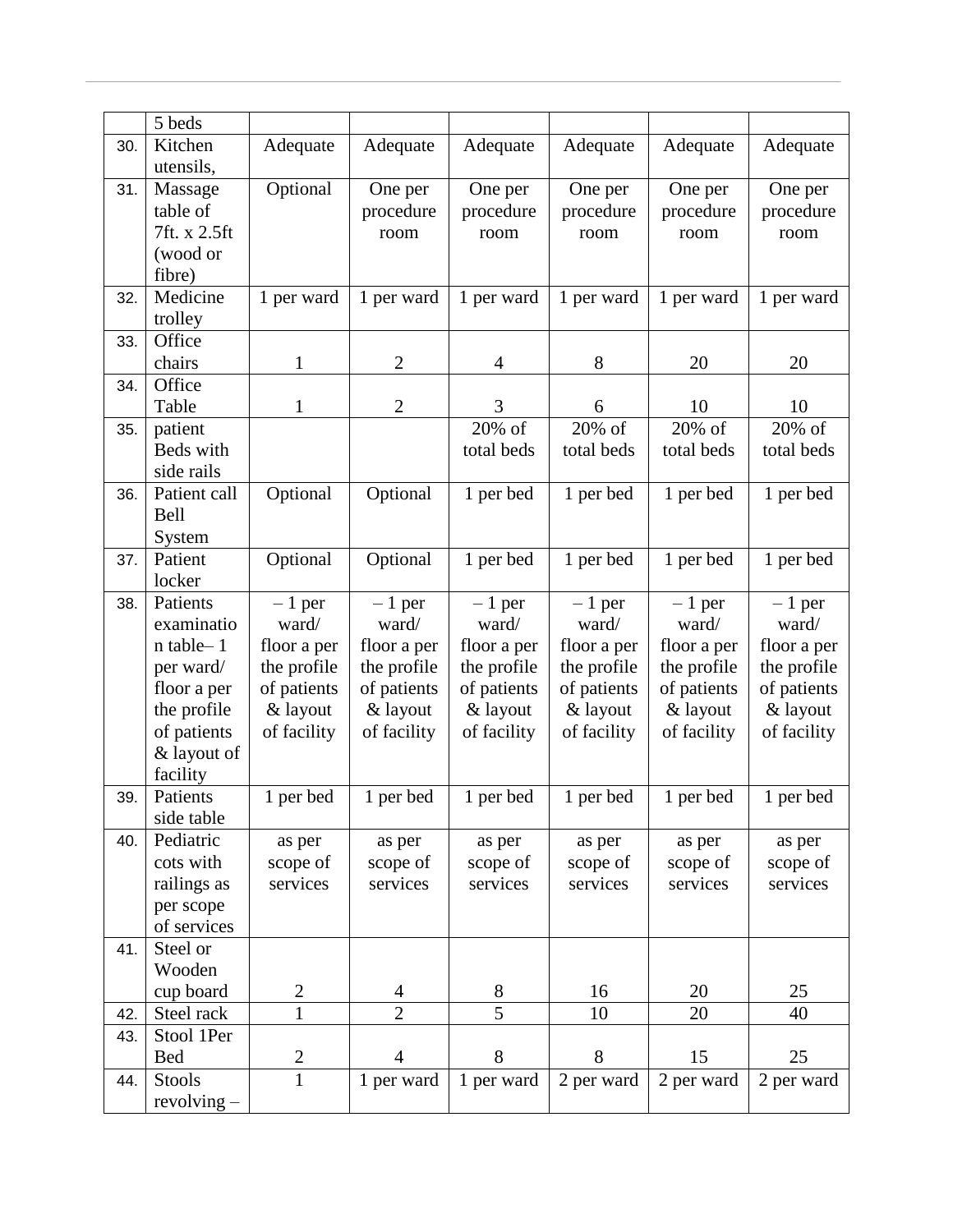| | 5 beds | | | | | | |
|---|---|---|---|---|---|---|---|
| 30. | Kitchen utensils, | Adequate | Adequate | Adequate | Adequate | Adequate | Adequate |
| 31. | Massage table of 7ft. x 2.5ft (wood or fibre) | Optional | One per procedure room | One per procedure room | One per procedure room | One per procedure room | One per procedure room |
| 32. | Medicine trolley | 1 per ward | 1 per ward | 1 per ward | 1 per ward | 1 per ward | 1 per ward |
| 33. | Office chairs | 1 | 2 | 4 | 8 | 20 | 20 |
| 34. | Office Table | 1 | 2 | 3 | 6 | 10 | 10 |
| 35. | patient Beds with side rails | | | 20% of total beds | 20% of total beds | 20% of total beds | 20% of total beds |
| 36. | Patient call Bell System | Optional | Optional | 1 per bed | 1 per bed | 1 per bed | 1 per bed |
| 37. | Patient locker | Optional | Optional | 1 per bed | 1 per bed | 1 per bed | 1 per bed |
| 38. | Patients examination table– 1 per ward/ floor a per the profile of patients & layout of facility | – 1 per ward/ floor a per the profile of patients & layout of facility | – 1 per ward/ floor a per the profile of patients & layout of facility | – 1 per ward/ floor a per the profile of patients & layout of facility | – 1 per ward/ floor a per the profile of patients & layout of facility | – 1 per ward/ floor a per the profile of patients & layout of facility | – 1 per ward/ floor a per the profile of patients & layout of facility |
| 39. | Patients side table | 1 per bed | 1 per bed | 1 per bed | 1 per bed | 1 per bed | 1 per bed |
| 40. | Pediatric cots with railings as per scope of services | as per scope of services | as per scope of services | as per scope of services | as per scope of services | as per scope of services | as per scope of services |
| 41. | Steel or Wooden cup board | 2 | 4 | 8 | 16 | 20 | 25 |
| 42. | Steel rack | 1 | 2 | 5 | 10 | 20 | 40 |
| 43. | Stool 1Per Bed | 2 | 4 | 8 | 8 | 15 | 25 |
| 44. | Stools revolving – | 1 | 1 per ward | 1 per ward | 2 per ward | 2 per ward | 2 per ward |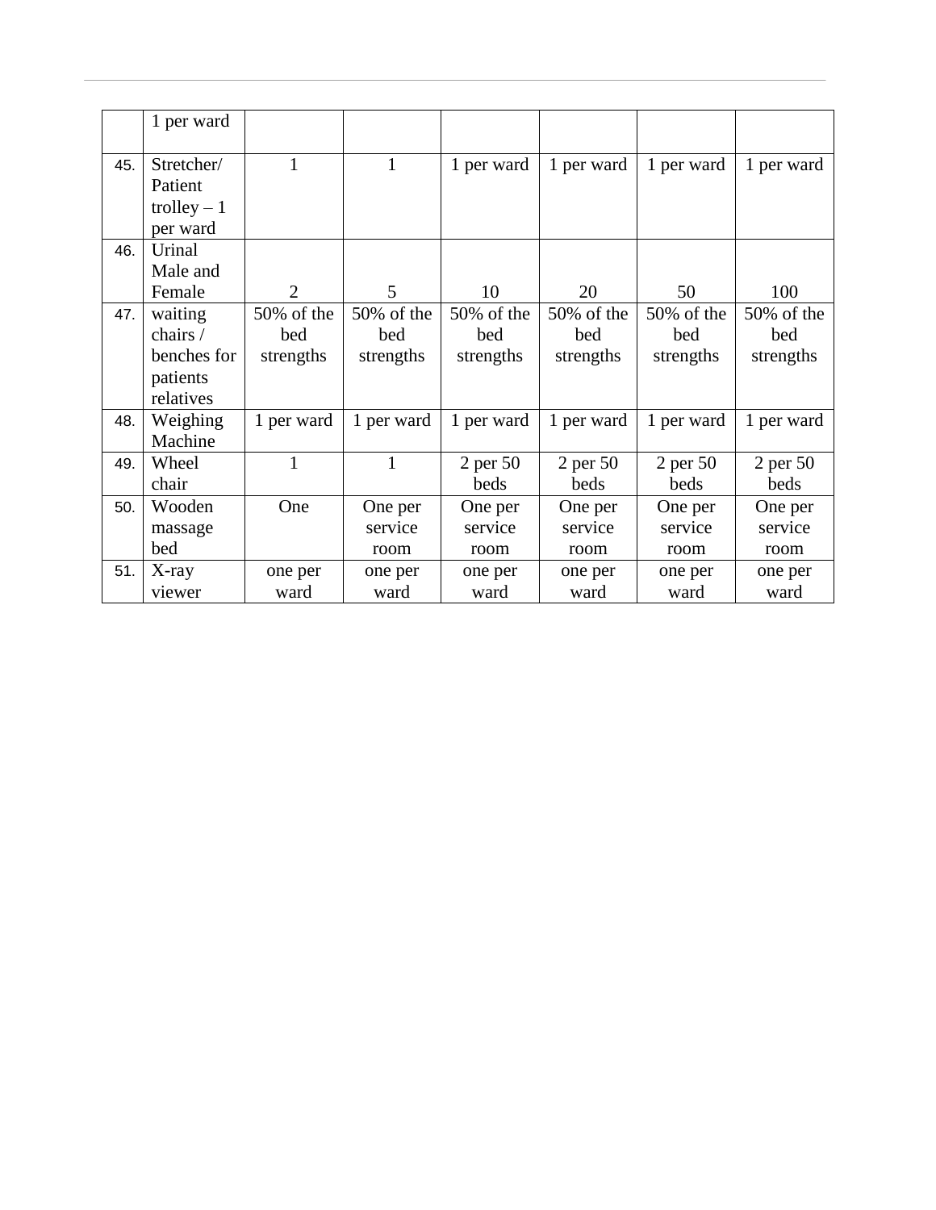| | | | | | | | |
|---|---|---|---|---|---|---|---|
| | 1 per ward | | | | | | |
| 45. | Stretcher/ Patient trolley – 1 per ward | 1 | 1 | 1 per ward | 1 per ward | 1 per ward | 1 per ward |
| 46. | Urinal Male and Female | 2 | 5 | 10 | 20 | 50 | 100 |
| 47. | waiting chairs / benches for patients relatives | 50% of the bed strengths | 50% of the bed strengths | 50% of the bed strengths | 50% of the bed strengths | 50% of the bed strengths | 50% of the bed strengths |
| 48. | Weighing Machine | 1 per ward | 1 per ward | 1 per ward | 1 per ward | 1 per ward | 1 per ward |
| 49. | Wheel chair | 1 | 1 | 2 per 50 beds | 2 per 50 beds | 2 per 50 beds | 2 per 50 beds |
| 50. | Wooden massage bed | One | One per service room | One per service room | One per service room | One per service room | One per service room |
| 51. | X-ray viewer | one per ward | one per ward | one per ward | one per ward | one per ward | one per ward |